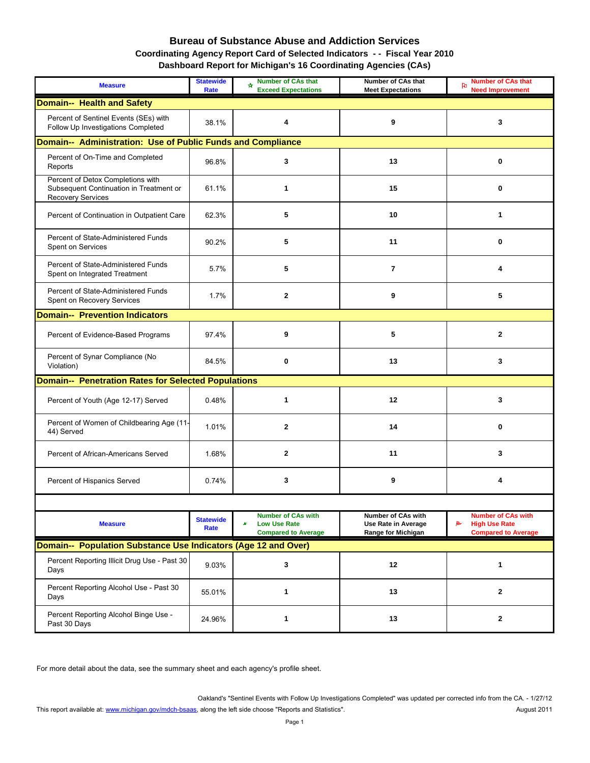# Bureau of Substance Abuse and Addiction Services

## Coordinating Agency Report Card of Selected Indicators - - Fiscal Year 2010

## Dashboard Report for Michigan's 16 Coordinating Agencies (CAs)

| Measure | Statewide Rate | Number of CAs that Exceed Expectations | Number of CAs that Meet Expectations | Number of CAs that Need Improvement |
|---|---|---|---|---|
| **Domain-- Health and Safety** | | | | |
| Percent of Sentinel Events (SEs) with Follow Up Investigations Completed | 38.1% | 4 | 9 | 3 |
| **Domain-- Administration: Use of Public Funds and Compliance** | | | | |
| Percent of On-Time and Completed Reports | 96.8% | 3 | 13 | 0 |
| Percent of Detox Completions with Subsequent Continuation in Treatment or Recovery Services | 61.1% | 1 | 15 | 0 |
| Percent of Continuation in Outpatient Care | 62.3% | 5 | 10 | 1 |
| Percent of State-Administered Funds Spent on Services | 90.2% | 5 | 11 | 0 |
| Percent of State-Administered Funds Spent on Integrated Treatment | 5.7% | 5 | 7 | 4 |
| Percent of State-Administered Funds Spent on Recovery Services | 1.7% | 2 | 9 | 5 |
| **Domain-- Prevention Indicators** | | | | |
| Percent of Evidence-Based Programs | 97.4% | 9 | 5 | 2 |
| Percent of Synar Compliance (No Violation) | 84.5% | 0 | 13 | 3 |
| **Domain-- Penetration Rates for Selected Populations** | | | | |
| Percent of Youth (Age 12-17) Served | 0.48% | 1 | 12 | 3 |
| Percent of Women of Childbearing Age (11-44) Served | 1.01% | 2 | 14 | 0 |
| Percent of African-Americans Served | 1.68% | 2 | 11 | 3 |
| Percent of Hispanics Served | 0.74% | 3 | 9 | 4 |

| Measure | Statewide Rate | Number of CAs with Low Use Rate Compared to Average | Number of CAs with Use Rate in Average Range for Michigan | Number of CAs with High Use Rate Compared to Average |
|---|---|---|---|---|
| **Domain-- Population Substance Use Indicators (Age 12 and Over)** | | | | |
| Percent Reporting Illicit Drug Use - Past 30 Days | 9.03% | 3 | 12 | 1 |
| Percent Reporting Alcohol Use - Past 30 Days | 55.01% | 1 | 13 | 2 |
| Percent Reporting Alcohol Binge Use - Past 30 Days | 24.96% | 1 | 13 | 2 |

For more detail about the data, see the summary sheet and each agency's profile sheet.

Oakland's "Sentinel Events with Follow Up Investigations Completed" was updated per corrected info from the CA. - 1/27/12

This report available at: www.michigan.gov/mdch-bsaas, along the left side choose "Reports and Statistics".

August 2011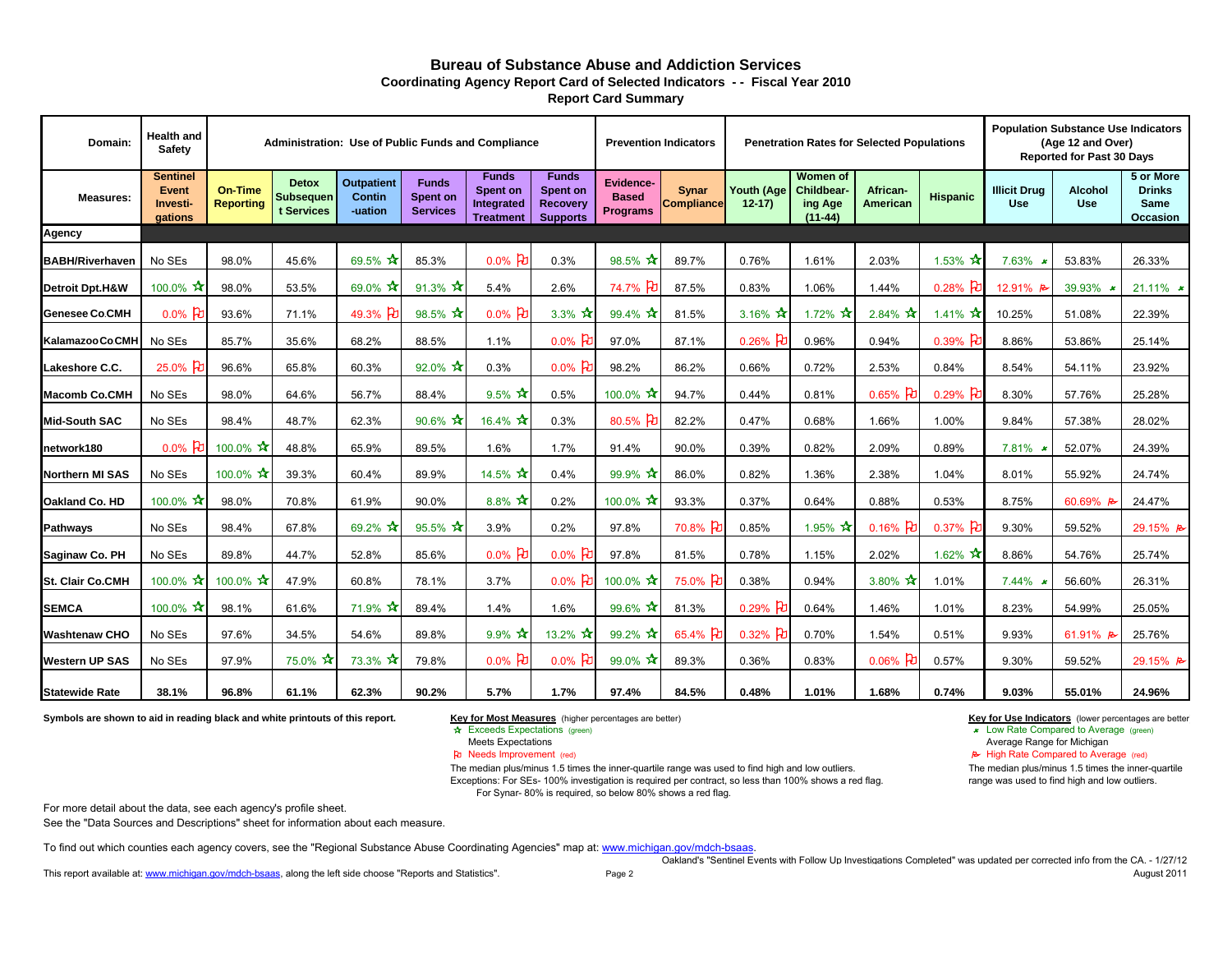# Bureau of Substance Abuse and Addiction Services

## Coordinating Agency Report Card of Selected Indicators - - Fiscal Year 2010

### Report Card Summary

| Domain: | Health and Safety | Administration: Use of Public Funds and Compliance | | | | | | Prevention Indicators | | Penetration Rates for Selected Populations | | | | Population Substance Use Indicators (Age 12 and Over) Reported for Past 30 Days | | |
|---|---|---|---|---|---|---|---|---|---|---|---|---|---|---|---|---|
| Measures: | Sentinel Event Investi-gations | On-Time Reporting | Detox Subsequent Services | Outpatient Contin-uation | Funds Spent on Services | Funds Spent on Integrated Treatment | Funds Spent on Recovery Supports | Evidence-Based Programs | Synar Compliance | Youth (Age 12-17) | Women of Childbear-ing Age (11-44) | African-American | Hispanic | Illicit Drug Use | Alcohol Use | 5 or More Drinks Same Occasion |
| **Agency** | | | | | | | | | | | | | | | | |
| **BABH/Riverhaven** | No SEs | 98.0% | 45.6% | 69.5% ☆ | 85.3% | 0.0% ⚑ | 0.3% | 98.5% ☆ | 89.7% | 0.76% | 1.61% | 2.03% | 1.53% ☆ | 7.63% ★ | 53.83% | 26.33% |
| **Detroit Dpt.H&W** | 100.0% ☆ | 98.0% | 53.5% | 69.0% ☆ | 91.3% ☆ | 5.4% | 2.6% | 74.7% ⚑ | 87.5% | 0.83% | 1.06% | 1.44% | 0.28% ⚑ | 12.91% ⚑ | 39.93% ★ | 21.11% ★ |
| **Genesee Co.CMH** | 0.0% ⚑ | 93.6% | 71.1% | 49.3% ⚑ | 98.5% ☆ | 0.0% ⚑ | 3.3% ☆ | 99.4% ☆ | 81.5% | 3.16% ☆ | 1.72% ☆ | 2.84% ☆ | 1.41% ☆ | 10.25% | 51.08% | 22.39% |
| **Kalamazoo Co CMH** | No SEs | 85.7% | 35.6% | 68.2% | 88.5% | 1.1% | 0.0% ⚑ | 97.0% | 87.1% | 0.26% ⚑ | 0.96% | 0.94% | 0.39% ⚑ | 8.86% | 53.86% | 25.14% |
| **Lakeshore C.C.** | 25.0% ⚑ | 96.6% | 65.8% | 60.3% | 92.0% ☆ | 0.3% | 0.0% ⚑ | 98.2% | 86.2% | 0.66% | 0.72% | 2.53% | 0.84% | 8.54% | 54.11% | 23.92% |
| **Macomb Co.CMH** | No SEs | 98.0% | 64.6% | 56.7% | 88.4% | 9.5% ☆ | 0.5% | 100.0% ☆ | 94.7% | 0.44% | 0.81% | 0.65% ⚑ | 0.29% ⚑ | 8.30% | 57.76% | 25.28% |
| **Mid-South SAC** | No SEs | 98.4% | 48.7% | 62.3% | 90.6% ☆ | 16.4% ☆ | 0.3% | 80.5% ⚑ | 82.2% | 0.47% | 0.68% | 1.66% | 1.00% | 9.84% | 57.38% | 28.02% |
| **network180** | 0.0% ⚑ | 100.0% ☆ | 48.8% | 65.9% | 89.5% | 1.6% | 1.7% | 91.4% | 90.0% | 0.39% | 0.82% | 2.09% | 0.89% | 7.81% ★ | 52.07% | 24.39% |
| **Northern MI SAS** | No SEs | 100.0% ☆ | 39.3% | 60.4% | 89.9% | 14.5% ☆ | 0.4% | 99.9% ☆ | 86.0% | 0.82% | 1.36% | 2.38% | 1.04% | 8.01% | 55.92% | 24.74% |
| **Oakland Co. HD** | 100.0% ☆ | 98.0% | 70.8% | 61.9% | 90.0% | 8.8% ☆ | 0.2% | 100.0% ☆ | 93.3% | 0.37% | 0.64% | 0.88% | 0.53% | 8.75% | 60.69% ⚑ | 24.47% |
| **Pathways** | No SEs | 98.4% | 67.8% | 69.2% ☆ | 95.5% ☆ | 3.9% | 0.2% | 97.8% | 70.8% ⚑ | 0.85% | 1.95% ☆ | 0.16% ⚑ | 0.37% ⚑ | 9.30% | 59.52% | 29.15% ⚑ |
| **Saginaw Co. PH** | No SEs | 89.8% | 44.7% | 52.8% | 85.6% | 0.0% ⚑ | 0.0% ⚑ | 97.8% | 81.5% | 0.78% | 1.15% | 2.02% | 1.62% ☆ | 8.86% | 54.76% | 25.74% |
| **St. Clair Co.CMH** | 100.0% ☆ | 100.0% ☆ | 47.9% | 60.8% | 78.1% | 3.7% | 0.0% ⚑ | 100.0% ☆ | 75.0% ⚑ | 0.38% | 0.94% | 3.80% ☆ | 1.01% | 7.44% ★ | 56.60% | 26.31% |
| **SEMCA** | 100.0% ☆ | 98.1% | 61.6% | 71.9% ☆ | 89.4% | 1.4% | 1.6% | 99.6% ☆ | 81.3% | 0.29% ⚑ | 0.64% | 1.46% | 1.01% | 8.23% | 54.99% | 25.05% |
| **Washtenaw CHO** | No SEs | 97.6% | 34.5% | 54.6% | 89.8% | 9.9% ☆ | 13.2% ☆ | 99.2% ☆ | 65.4% ⚑ | 0.32% ⚑ | 0.70% | 1.54% | 0.51% | 9.93% | 61.91% ⚑ | 25.76% |
| **Western UP SAS** | No SEs | 97.9% | 75.0% ☆ | 73.3% ☆ | 79.8% | 0.0% ⚑ | 0.0% ⚑ | 99.0% ☆ | 89.3% | 0.36% | 0.83% | 0.06% ⚑ | 0.57% | 9.30% | 59.52% | 29.15% ⚑ |
| **Statewide Rate** | **38.1%** | **96.8%** | **61.1%** | **62.3%** | **90.2%** | **5.7%** | **1.7%** | **97.4%** | **84.5%** | **0.48%** | **1.01%** | **1.68%** | **0.74%** | **9.03%** | **55.01%** | **24.96%** |

**Symbols are shown to aid in reading black and white printouts of this report.**

**Key for Most Measures** (higher percentages are better)
- ☆ Exceeds Expectations (green)
- Meets Expectations
- ⚑ Needs Improvement (red)

The median plus/minus 1.5 times the inner-quartile range was used to find high and low outliers.
Exceptions: For SEs- 100% investigation is required per contract, so less than 100% shows a red flag.
For Synar- 80% is required, so below 80% shows a red flag.

**Key for Use Indicators** (lower percentages are better)
- ★ Low Rate Compared to Average (green)
- Average Range for Michigan
- ⚑ High Rate Compared to Average (red)

The median plus/minus 1.5 times the inner-quartile range was used to find high and low outliers.

For more detail about the data, see each agency's profile sheet.
See the "Data Sources and Descriptions" sheet for information about each measure.

To find out which counties each agency covers, see the "Regional Substance Abuse Coordinating Agencies" map at: www.michigan.gov/mdch-bsaas.

Oakland's "Sentinel Events with Follow Up Investigations Completed" was updated per corrected info from the CA. - 1/27/12

This report available at: www.michigan.gov/mdch-bsaas, along the left side choose "Reports and Statistics".

August 2011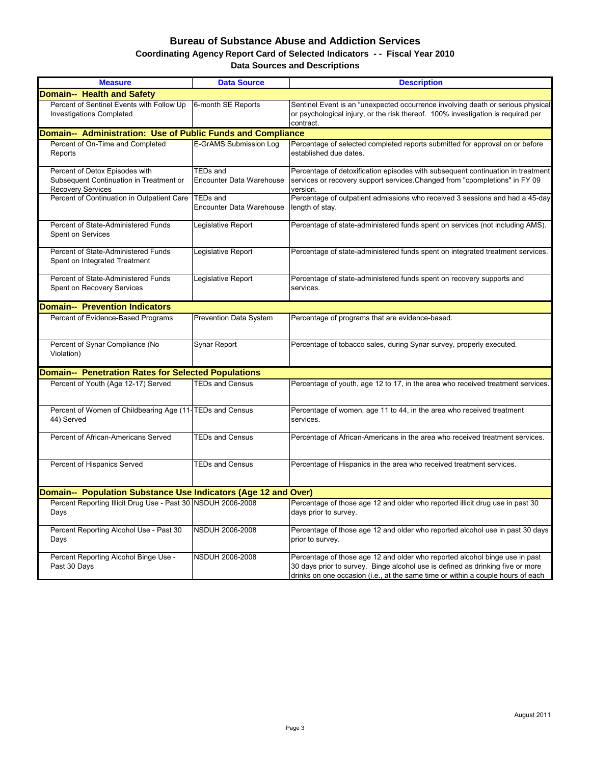# Bureau of Substance Abuse and Addiction Services

## Coordinating Agency Report Card of Selected Indicators - - Fiscal Year 2010

## Data Sources and Descriptions

| Measure | Data Source | Description |
|---|---|---|
| **Domain-- Health and Safety** | | |
| Percent of Sentinel Events with Follow Up Investigations Completed | 6-month SE Reports | Sentinel Event is an "unexpected occurrence involving death or serious physical or psychological injury, or the risk thereof. 100% investigation is required per contract. |
| **Domain-- Administration: Use of Public Funds and Compliance** | | |
| Percent of On-Time and Completed Reports | E-GrAMS Submission Log | Percentage of selected completed reports submitted for approval on or before established due dates. |
| Percent of Detox Episodes with Subsequent Continuation in Treatment or Recovery Services | TEDs and Encounter Data Warehouse | Percentage of detoxification episodes with subsequent continuation in treatment services or recovery support services.Changed from "cpompletions" in FY 09 version. |
| Percent of Continuation in Outpatient Care | TEDs and Encounter Data Warehouse | Percentage of outpatient admissions who received 3 sessions and had a 45-day length of stay. |
| Percent of State-Administered Funds Spent on Services | Legislative Report | Percentage of state-administered funds spent on services (not including AMS). |
| Percent of State-Administered Funds Spent on Integrated Treatment | Legislative Report | Percentage of state-administered funds spent on integrated treatment services. |
| Percent of State-Administered Funds Spent on Recovery Services | Legislative Report | Percentage of state-administered funds spent on recovery supports and services. |
| **Domain-- Prevention Indicators** | | |
| Percent of Evidence-Based Programs | Prevention Data System | Percentage of programs that are evidence-based. |
| Percent of Synar Compliance (No Violation) | Synar Report | Percentage of tobacco sales, during Synar survey, properly executed. |
| **Domain-- Penetration Rates for Selected Populations** | | |
| Percent of Youth (Age 12-17) Served | TEDs and Census | Percentage of youth, age 12 to 17, in the area who received treatment services. |
| Percent of Women of Childbearing Age (11-44) Served | TEDs and Census | Percentage of women, age 11 to 44, in the area who received treatment services. |
| Percent of African-Americans Served | TEDs and Census | Percentage of African-Americans in the area who received treatment services. |
| Percent of Hispanics Served | TEDs and Census | Percentage of Hispanics in the area who received treatment services. |
| **Domain-- Population Substance Use Indicators (Age 12 and Over)** | | |
| Percent Reporting Illicit Drug Use - Past 30 Days | NSDUH 2006-2008 | Percentage of those age 12 and older who reported illicit drug use in past 30 days prior to survey. |
| Percent Reporting Alcohol Use - Past 30 Days | NSDUH 2006-2008 | Percentage of those age 12 and older who reported alcohol use in past 30 days prior to survey. |
| Percent Reporting Alcohol Binge Use - Past 30 Days | NSDUH 2006-2008 | Percentage of those age 12 and older who reported alcohol binge use in past 30 days prior to survey. Binge alcohol use is defined as drinking five or more drinks on one occasion (i.e., at the same time or within a couple hours of each |

August 2011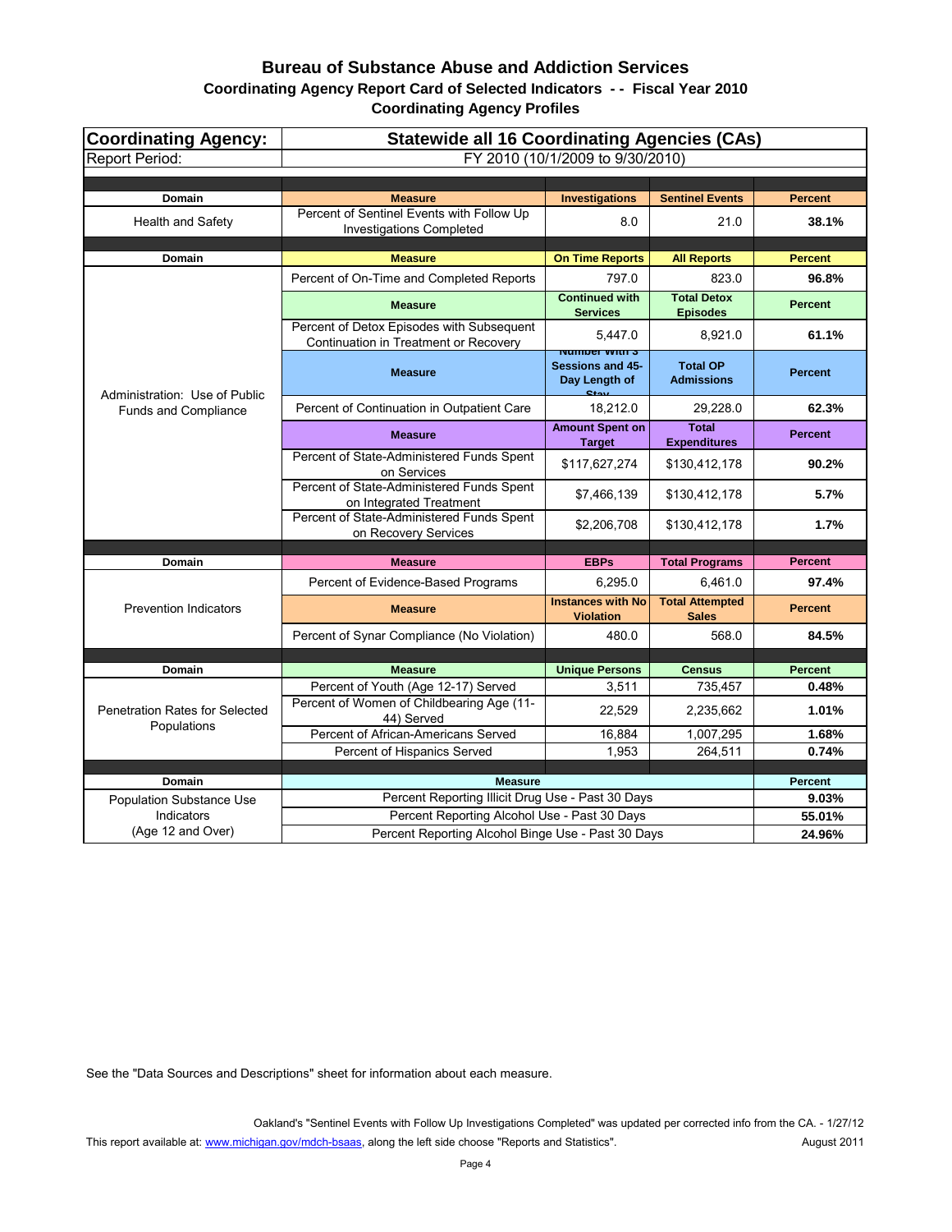# Bureau of Substance Abuse and Addiction Services

## Coordinating Agency Report Card of Selected Indicators - - Fiscal Year 2010

### Coordinating Agency Profiles

| Coordinating Agency: | Statewide all 16 Coordinating Agencies (CAs) | | | |
|---|---|---|---|---|
| Report Period: | FY 2010 (10/1/2009 to 9/30/2010) | | | |
| **Domain** | **Measure** | **Investigations** | **Sentinel Events** | **Percent** |
| Health and Safety | Percent of Sentinel Events with Follow Up Investigations Completed | 8.0 | 21.0 | **38.1%** |
| **Domain** | **Measure** | **On Time Reports** | **All Reports** | **Percent** |
| Administration: Use of Public Funds and Compliance | Percent of On-Time and Completed Reports | 797.0 | 823.0 | **96.8%** |
| | **Measure** | **Continued with Services** | **Total Detox Episodes** | **Percent** |
| | Percent of Detox Episodes with Subsequent Continuation in Treatment or Recovery | 5,447.0 | 8,921.0 | **61.1%** |
| | **Measure** | **Number with 3 Sessions and 45-Day Length of Stay** | **Total OP Admissions** | **Percent** |
| | Percent of Continuation in Outpatient Care | 18,212.0 | 29,228.0 | **62.3%** |
| | **Measure** | **Amount Spent on Target** | **Total Expenditures** | **Percent** |
| | Percent of State-Administered Funds Spent on Services | $117,627,274 | $130,412,178 | **90.2%** |
| | Percent of State-Administered Funds Spent on Integrated Treatment | $7,466,139 | $130,412,178 | **5.7%** |
| | Percent of State-Administered Funds Spent on Recovery Services | $2,206,708 | $130,412,178 | **1.7%** |
| **Domain** | **Measure** | **EBPs** | **Total Programs** | **Percent** |
| Prevention Indicators | Percent of Evidence-Based Programs | 6,295.0 | 6,461.0 | **97.4%** |
| | **Measure** | **Instances with No Violation** | **Total Attempted Sales** | **Percent** |
| | Percent of Synar Compliance (No Violation) | 480.0 | 568.0 | **84.5%** |
| **Domain** | **Measure** | **Unique Persons** | **Census** | **Percent** |
| Penetration Rates for Selected Populations | Percent of Youth (Age 12-17) Served | 3,511 | 735,457 | **0.48%** |
| | Percent of Women of Childbearing Age (11-44) Served | 22,529 | 2,235,662 | **1.01%** |
| | Percent of African-Americans Served | 16,884 | 1,007,295 | **1.68%** |
| | Percent of Hispanics Served | 1,953 | 264,511 | **0.74%** |
| **Domain** | **Measure** | | | **Percent** |
| Population Substance Use Indicators (Age 12 and Over) | Percent Reporting Illicit Drug Use - Past 30 Days | | | **9.03%** |
| | Percent Reporting Alcohol Use - Past 30 Days | | | **55.01%** |
| | Percent Reporting Alcohol Binge Use - Past 30 Days | | | **24.96%** |

See the "Data Sources and Descriptions" sheet for information about each measure.

Oakland's "Sentinel Events with Follow Up Investigations Completed" was updated per corrected info from the CA. - 1/27/12

This report available at: www.michigan.gov/mdch-bsaas, along the left side choose "Reports and Statistics".

August 2011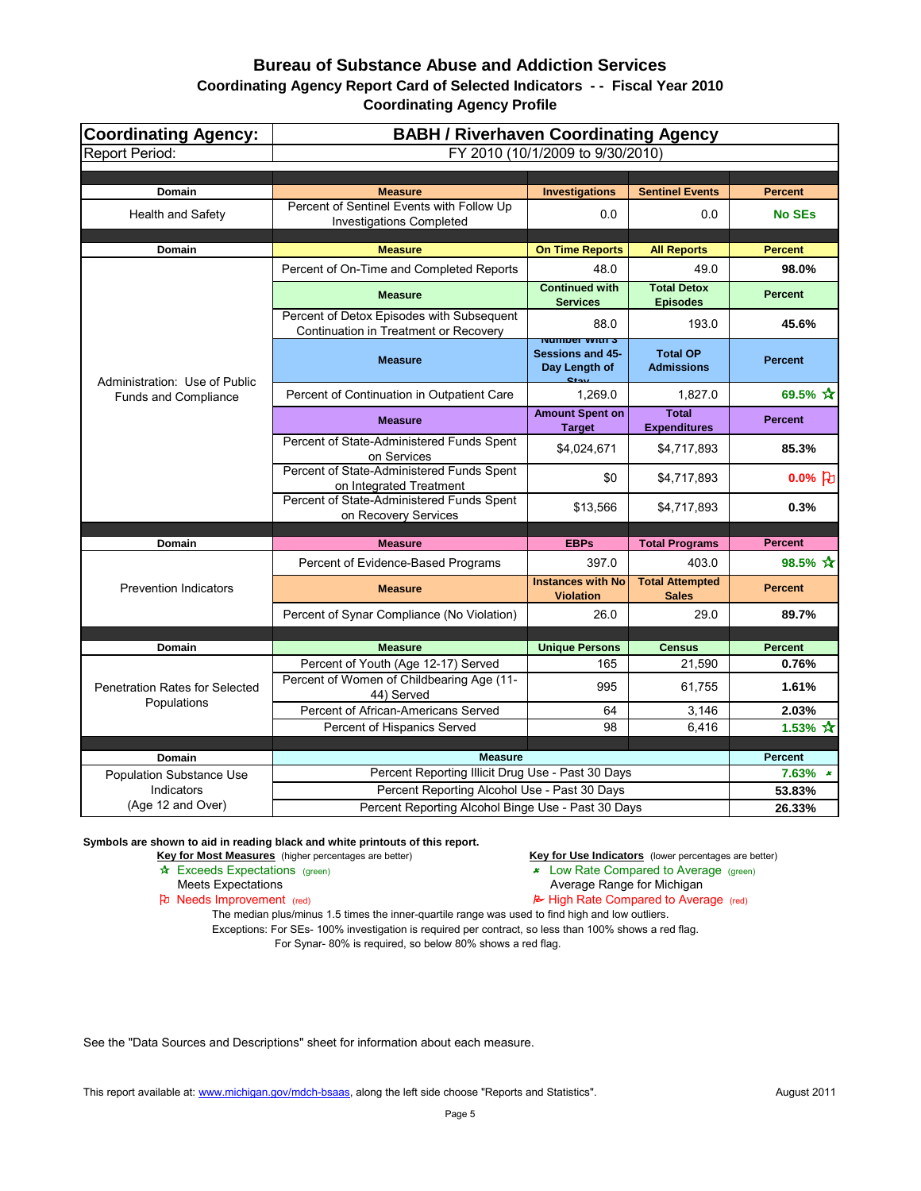# Bureau of Substance Abuse and Addiction Services

## Coordinating Agency Report Card of Selected Indicators - - Fiscal Year 2010

## Coordinating Agency Profile

| Coordinating Agency: | BABH / Riverhaven Coordinating Agency | | | |
|---|---|---|---|---|
| Report Period: | FY 2010 (10/1/2009 to 9/30/2010) | | | |
| **Domain** | **Measure** | **Investigations** | **Sentinel Events** | **Percent** |
| Health and Safety | Percent of Sentinel Events with Follow Up Investigations Completed | 0.0 | 0.0 | **No SEs** |
| **Domain** | **Measure** | **On Time Reports** | **All Reports** | **Percent** |
| Administration: Use of Public Funds and Compliance | Percent of On-Time and Completed Reports | 48.0 | 49.0 | **98.0%** |
| | **Measure** | **Continued with Services** | **Total Detox Episodes** | **Percent** |
| | Percent of Detox Episodes with Subsequent Continuation in Treatment or Recovery | 88.0 | 193.0 | **45.6%** |
| | **Measure** | **Number with 3 Sessions and 45-Day Length of Stay** | **Total OP Admissions** | **Percent** |
| | Percent of Continuation in Outpatient Care | 1,269.0 | 1,827.0 | **69.5%** ☆ |
| | **Measure** | **Amount Spent on Target** | **Total Expenditures** | **Percent** |
| | Percent of State-Administered Funds Spent on Services | $4,024,671 | $4,717,893 | **85.3%** |
| | Percent of State-Administered Funds Spent on Integrated Treatment | $0 | $4,717,893 | **0.0%** ⚐ |
| | Percent of State-Administered Funds Spent on Recovery Services | $13,566 | $4,717,893 | **0.3%** |
| **Domain** | **Measure** | **EBPs** | **Total Programs** | **Percent** |
| Prevention Indicators | Percent of Evidence-Based Programs | 397.0 | 403.0 | **98.5%** ☆ |
| | **Measure** | **Instances with No Violation** | **Total Attempted Sales** | **Percent** |
| | Percent of Synar Compliance (No Violation) | 26.0 | 29.0 | **89.7%** |
| **Domain** | **Measure** | **Unique Persons** | **Census** | **Percent** |
| Penetration Rates for Selected Populations | Percent of Youth (Age 12-17) Served | 165 | 21,590 | **0.76%** |
| | Percent of Women of Childbearing Age (11-44) Served | 995 | 61,755 | **1.61%** |
| | Percent of African-Americans Served | 64 | 3,146 | **2.03%** |
| | Percent of Hispanics Served | 98 | 6,416 | **1.53%** ☆ |
| **Domain** | **Measure** | | | **Percent** |
| Population Substance Use Indicators (Age 12 and Over) | Percent Reporting Illicit Drug Use - Past 30 Days | | | **7.63%** ⁎ |
| | Percent Reporting Alcohol Use - Past 30 Days | | | **53.83%** |
| | Percent Reporting Alcohol Binge Use - Past 30 Days | | | **26.33%** |

**Symbols are shown to aid in reading black and white printouts of this report.**

**Key for Most Measures** (higher percentages are better)
- ☆ Exceeds Expectations (green)
- Meets Expectations
- ⚐ Needs Improvement (red)

**Key for Use Indicators** (lower percentages are better)
- ⁎ Low Rate Compared to Average (green)
- Average Range for Michigan
- ⚑ High Rate Compared to Average (red)

The median plus/minus 1.5 times the inner-quartile range was used to find high and low outliers.

Exceptions: For SEs- 100% investigation is required per contract, so less than 100% shows a red flag.
For Synar- 80% is required, so below 80% shows a red flag.

See the "Data Sources and Descriptions" sheet for information about each measure.

This report available at: www.michigan.gov/mdch-bsaas, along the left side choose "Reports and Statistics".

August 2011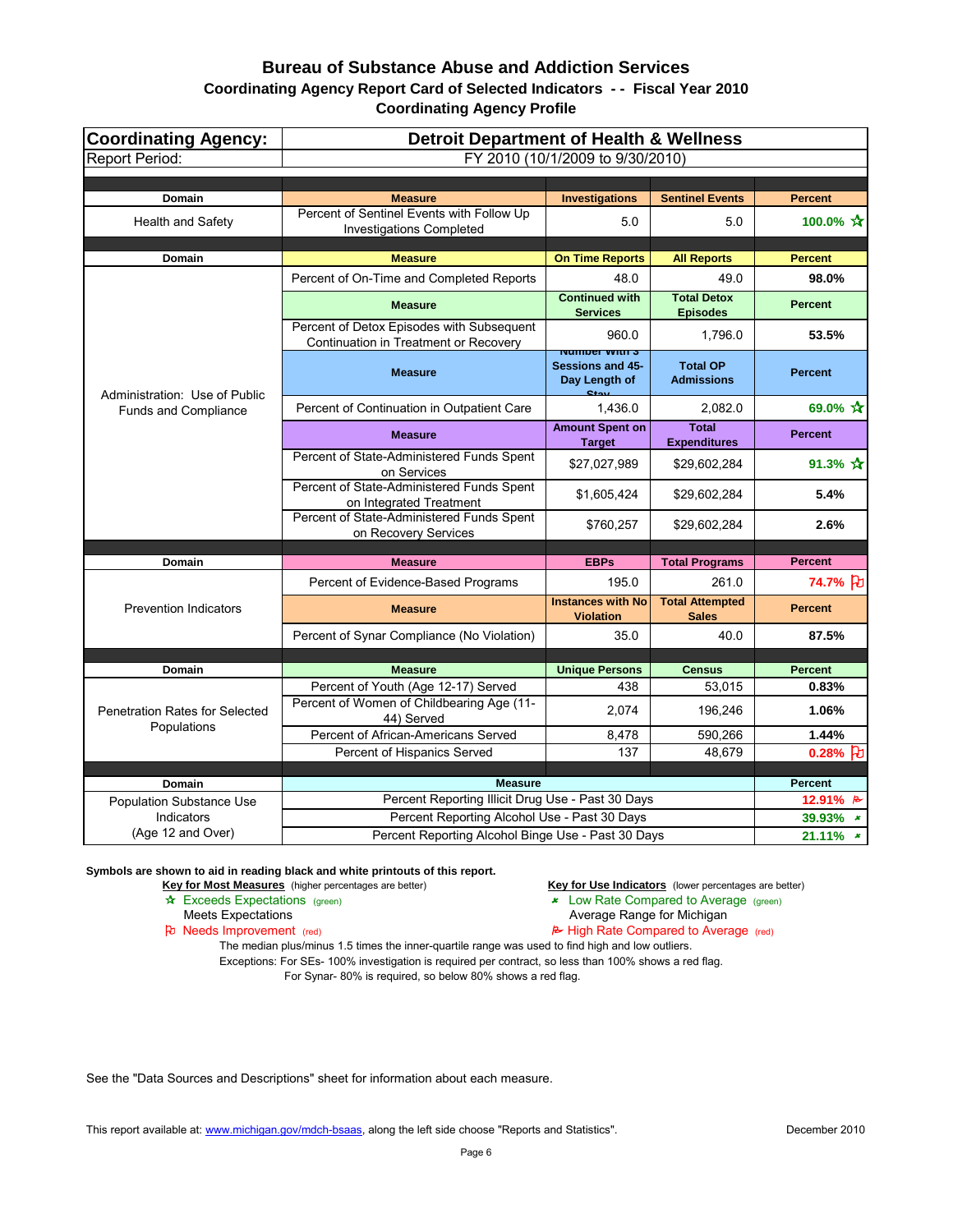# Bureau of Substance Abuse and Addiction Services

## Coordinating Agency Report Card of Selected Indicators - - Fiscal Year 2010

## Coordinating Agency Profile

| Coordinating Agency: | Detroit Department of Health & Wellness | | | |
|---|---|---|---|---|
| Report Period: | FY 2010 (10/1/2009 to 9/30/2010) | | | |
| **Domain** | **Measure** | **Investigations** | **Sentinel Events** | **Percent** |
| Health and Safety | Percent of Sentinel Events with Follow Up Investigations Completed | 5.0 | 5.0 | **100.0%** ☆ |
| **Domain** | **Measure** | **On Time Reports** | **All Reports** | **Percent** |
| Administration: Use of Public Funds and Compliance | Percent of On-Time and Completed Reports | 48.0 | 49.0 | **98.0%** |
| | **Measure** | **Continued with Services** | **Total Detox Episodes** | **Percent** |
| | Percent of Detox Episodes with Subsequent Continuation in Treatment or Recovery | 960.0 | 1,796.0 | **53.5%** |
| | **Measure** | **Number with 3 Sessions and 45-Day Length of Stay** | **Total OP Admissions** | **Percent** |
| | Percent of Continuation in Outpatient Care | 1,436.0 | 2,082.0 | **69.0%** ☆ |
| | **Measure** | **Amount Spent on Target** | **Total Expenditures** | **Percent** |
| | Percent of State-Administered Funds Spent on Services | $27,027,989 | $29,602,284 | **91.3%** ☆ |
| | Percent of State-Administered Funds Spent on Integrated Treatment | $1,605,424 | $29,602,284 | **5.4%** |
| | Percent of State-Administered Funds Spent on Recovery Services | $760,257 | $29,602,284 | **2.6%** |
| **Domain** | **Measure** | **EBPs** | **Total Programs** | **Percent** |
| Prevention Indicators | Percent of Evidence-Based Programs | 195.0 | 261.0 | **74.7%** ⚐ |
| | **Measure** | **Instances with No Violation** | **Total Attempted Sales** | **Percent** |
| | Percent of Synar Compliance (No Violation) | 35.0 | 40.0 | **87.5%** |
| **Domain** | **Measure** | **Unique Persons** | **Census** | **Percent** |
| Penetration Rates for Selected Populations | Percent of Youth (Age 12-17) Served | 438 | 53,015 | **0.83%** |
| | Percent of Women of Childbearing Age (11-44) Served | 2,074 | 196,246 | **1.06%** |
| | Percent of African-Americans Served | 8,478 | 590,266 | **1.44%** |
| | Percent of Hispanics Served | 137 | 48,679 | **0.28%** ⚐ |
| **Domain** | **Measure** | | | **Percent** |
| Population Substance Use Indicators (Age 12 and Over) | Percent Reporting Illicit Drug Use - Past 30 Days | | | **12.91%** ⚑ |
| | Percent Reporting Alcohol Use - Past 30 Days | | | **39.93%** ✓ |
| | Percent Reporting Alcohol Binge Use - Past 30 Days | | | **21.11%** ✓ |

**Symbols are shown to aid in reading black and white printouts of this report.**

**Key for Most Measures** (higher percentages are better)

- ☆ Exceeds Expectations (green)
- Meets Expectations
- ⚐ Needs Improvement (red)

**Key for Use Indicators** (lower percentages are better)

- ✓ Low Rate Compared to Average (green)
- Average Range for Michigan
- ⚑ High Rate Compared to Average (red)

The median plus/minus 1.5 times the inner-quartile range was used to find high and low outliers.

Exceptions: For SEs- 100% investigation is required per contract, so less than 100% shows a red flag.

For Synar- 80% is required, so below 80% shows a red flag.

See the "Data Sources and Descriptions" sheet for information about each measure.

This report available at: www.michigan.gov/mdch-bsaas, along the left side choose "Reports and Statistics". December 2010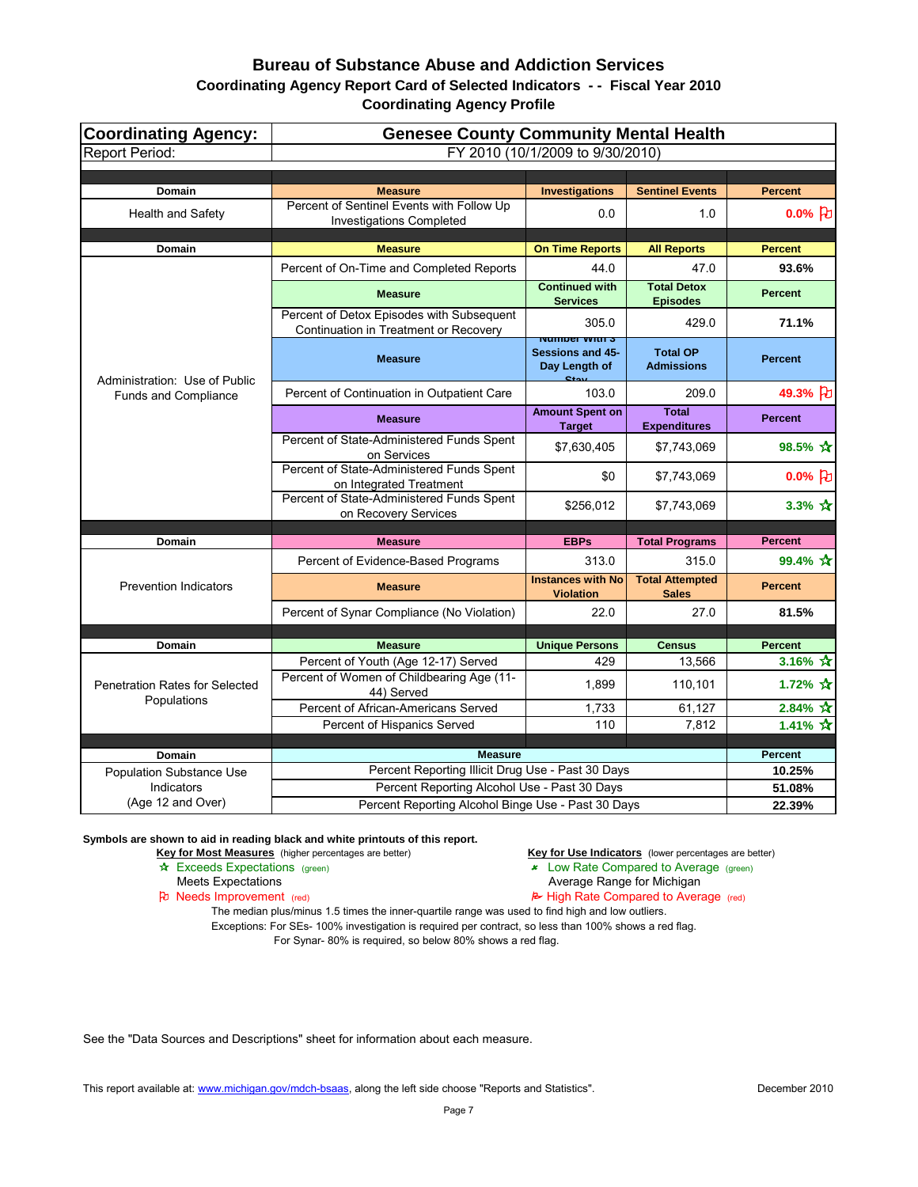# Bureau of Substance Abuse and Addiction Services

## Coordinating Agency Report Card of Selected Indicators - - Fiscal Year 2010

## Coordinating Agency Profile

| Coordinating Agency: | Genesee County Community Mental Health | | | |
|---|---|---|---|---|
| Report Period: | FY 2010 (10/1/2009 to 9/30/2010) | | | |

| Domain | Measure | Investigations | Sentinel Events | Percent |
|---|---|---|---|---|
| Health and Safety | Percent of Sentinel Events with Follow Up Investigations Completed | 0.0 | 1.0 | 0.0% (Needs Improvement) |

| Domain | Measure | On Time Reports | All Reports | Percent |
|---|---|---|---|---|
| Administration: Use of Public Funds and Compliance | Percent of On-Time and Completed Reports | 44.0 | 47.0 | 93.6% |
| | **Measure** | **Continued with Services** | **Total Detox Episodes** | **Percent** |
| | Percent of Detox Episodes with Subsequent Continuation in Treatment or Recovery | 305.0 | 429.0 | 71.1% |
| | **Measure** | **Number with 3 Sessions and 45-Day Length of Stay** | **Total OP Admissions** | **Percent** |
| | Percent of Continuation in Outpatient Care | 103.0 | 209.0 | 49.3% (Needs Improvement) |
| | **Measure** | **Amount Spent on Target** | **Total Expenditures** | **Percent** |
| | Percent of State-Administered Funds Spent on Services | $7,630,405 | $7,743,069 | 98.5% (Exceeds Expectations) |
| | Percent of State-Administered Funds Spent on Integrated Treatment | $0 | $7,743,069 | 0.0% (Needs Improvement) |
| | Percent of State-Administered Funds Spent on Recovery Services | $256,012 | $7,743,069 | 3.3% (Exceeds Expectations) |

| Domain | Measure | EBPs | Total Programs | Percent |
|---|---|---|---|---|
| Prevention Indicators | Percent of Evidence-Based Programs | 313.0 | 315.0 | 99.4% (Exceeds Expectations) |
| | **Measure** | **Instances with No Violation** | **Total Attempted Sales** | **Percent** |
| | Percent of Synar Compliance (No Violation) | 22.0 | 27.0 | 81.5% |

| Domain | Measure | Unique Persons | Census | Percent |
|---|---|---|---|---|
| Penetration Rates for Selected Populations | Percent of Youth (Age 12-17) Served | 429 | 13,566 | 3.16% (Exceeds Expectations) |
| | Percent of Women of Childbearing Age (11-44) Served | 1,899 | 110,101 | 1.72% (Exceeds Expectations) |
| | Percent of African-Americans Served | 1,733 | 61,127 | 2.84% (Exceeds Expectations) |
| | Percent of Hispanics Served | 110 | 7,812 | 1.41% (Exceeds Expectations) |

| Domain | Measure | Percent |
|---|---|---|
| Population Substance Use Indicators (Age 12 and Over) | Percent Reporting Illicit Drug Use - Past 30 Days | 10.25% |
| | Percent Reporting Alcohol Use - Past 30 Days | 51.08% |
| | Percent Reporting Alcohol Binge Use - Past 30 Days | 22.39% |

**Symbols are shown to aid in reading black and white printouts of this report.**

**Key for Most Measures** (higher percentages are better)
- ☆ Exceeds Expectations (green)
- Meets Expectations
- ⚐ Needs Improvement (red)

**Key for Use Indicators** (lower percentages are better)
- Low Rate Compared to Average (green)
- Average Range for Michigan
- High Rate Compared to Average (red)

The median plus/minus 1.5 times the inner-quartile range was used to find high and low outliers.

Exceptions: For SEs- 100% investigation is required per contract, so less than 100% shows a red flag.

For Synar- 80% is required, so below 80% shows a red flag.

See the "Data Sources and Descriptions" sheet for information about each measure.

This report available at: www.michigan.gov/mdch-bsaas, along the left side choose "Reports and Statistics".

December 2010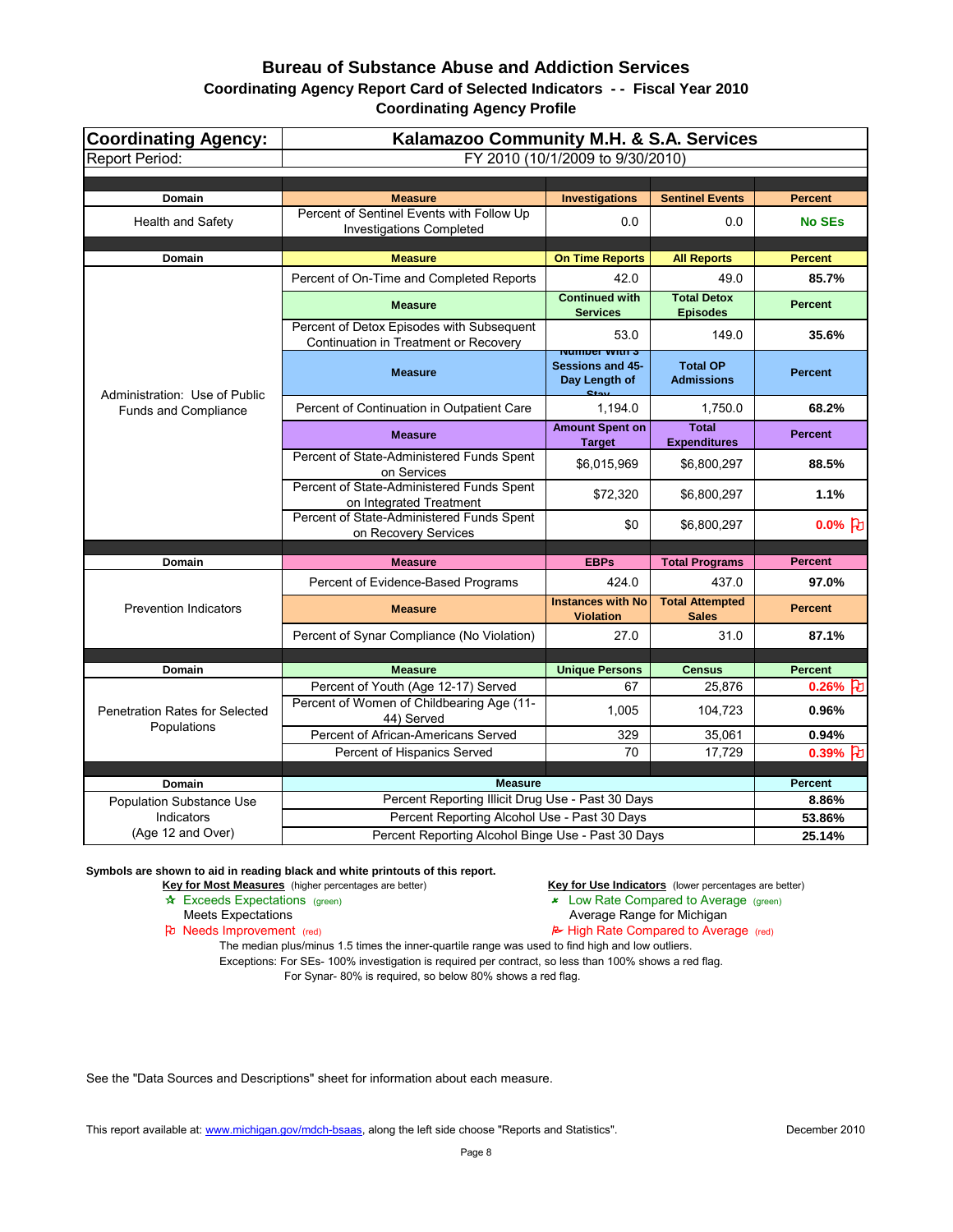# Bureau of Substance Abuse and Addiction Services

## Coordinating Agency Report Card of Selected Indicators - - Fiscal Year 2010

## Coordinating Agency Profile

| Coordinating Agency: | Kalamazoo Community M.H. & S.A. Services | | | |
|---|---|---|---|---|
| Report Period: | FY 2010 (10/1/2009 to 9/30/2010) | | | |
| **Domain** | **Measure** | **Investigations** | **Sentinel Events** | **Percent** |
| Health and Safety | Percent of Sentinel Events with Follow Up Investigations Completed | 0.0 | 0.0 | **No SEs** |
| **Domain** | **Measure** | **On Time Reports** | **All Reports** | **Percent** |
| Administration: Use of Public Funds and Compliance | Percent of On-Time and Completed Reports | 42.0 | 49.0 | **85.7%** |
| | **Measure** | **Continued with Services** | **Total Detox Episodes** | **Percent** |
| | Percent of Detox Episodes with Subsequent Continuation in Treatment or Recovery | 53.0 | 149.0 | **35.6%** |
| | **Measure** | **Number with 3 Sessions and 45-Day Length of Stay** | **Total OP Admissions** | **Percent** |
| | Percent of Continuation in Outpatient Care | 1,194.0 | 1,750.0 | **68.2%** |
| | **Measure** | **Amount Spent on Target** | **Total Expenditures** | **Percent** |
| | Percent of State-Administered Funds Spent on Services | $6,015,969 | $6,800,297 | **88.5%** |
| | Percent of State-Administered Funds Spent on Integrated Treatment | $72,320 | $6,800,297 | **1.1%** |
| | Percent of State-Administered Funds Spent on Recovery Services | $0 | $6,800,297 | **0.0%** (Needs Improvement) |
| **Domain** | **Measure** | **EBPs** | **Total Programs** | **Percent** |
| Prevention Indicators | Percent of Evidence-Based Programs | 424.0 | 437.0 | **97.0%** |
| | **Measure** | **Instances with No Violation** | **Total Attempted Sales** | **Percent** |
| | Percent of Synar Compliance (No Violation) | 27.0 | 31.0 | **87.1%** |
| **Domain** | **Measure** | **Unique Persons** | **Census** | **Percent** |
| Penetration Rates for Selected Populations | Percent of Youth (Age 12-17) Served | 67 | 25,876 | **0.26%** (Needs Improvement) |
| | Percent of Women of Childbearing Age (11-44) Served | 1,005 | 104,723 | **0.96%** |
| | Percent of African-Americans Served | 329 | 35,061 | **0.94%** |
| | Percent of Hispanics Served | 70 | 17,729 | **0.39%** (Needs Improvement) |
| **Domain** | **Measure** | | | **Percent** |
| Population Substance Use Indicators (Age 12 and Over) | Percent Reporting Illicit Drug Use - Past 30 Days | | | **8.86%** |
| | Percent Reporting Alcohol Use - Past 30 Days | | | **53.86%** |
| | Percent Reporting Alcohol Binge Use - Past 30 Days | | | **25.14%** |

**Symbols are shown to aid in reading black and white printouts of this report.**

**Key for Most Measures** (higher percentages are better)
- ☆ Exceeds Expectations (green)
- Meets Expectations
- Needs Improvement (red)

**Key for Use Indicators** (lower percentages are better)
- Low Rate Compared to Average (green)
- Average Range for Michigan
- High Rate Compared to Average (red)

The median plus/minus 1.5 times the inner-quartile range was used to find high and low outliers.
Exceptions: For SEs- 100% investigation is required per contract, so less than 100% shows a red flag.
For Synar- 80% is required, so below 80% shows a red flag.

See the "Data Sources and Descriptions" sheet for information about each measure.

This report available at: www.michigan.gov/mdch-bsaas, along the left side choose "Reports and Statistics".

December 2010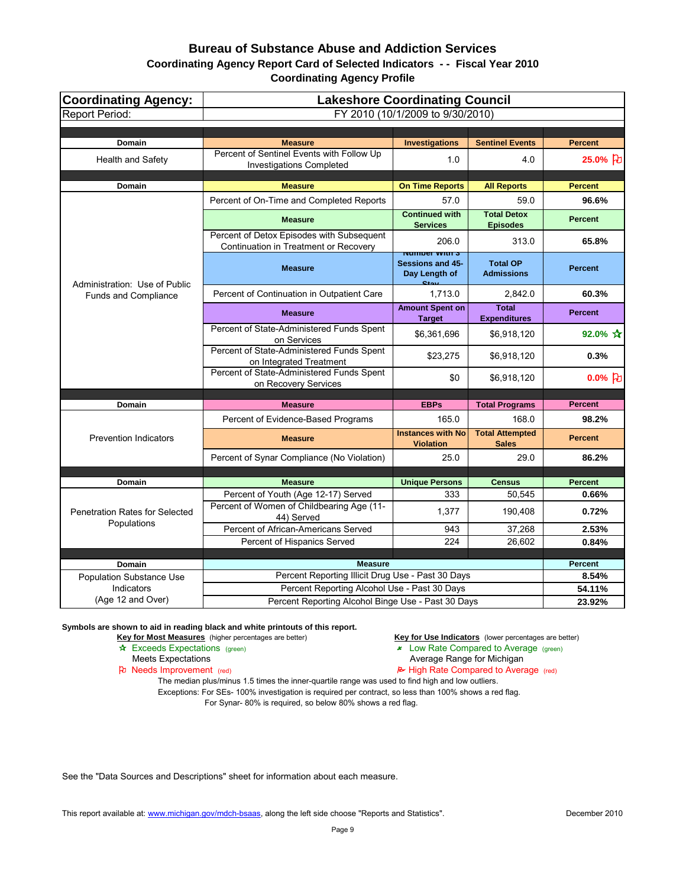# Bureau of Substance Abuse and Addiction Services

## Coordinating Agency Report Card of Selected Indicators - - Fiscal Year 2010

### Coordinating Agency Profile

| Coordinating Agency: | Lakeshore Coordinating Council | | | |
|---|---|---|---|---|
| Report Period: | FY 2010 (10/1/2009 to 9/30/2010) | | | |
| **Domain** | **Measure** | **Investigations** | **Sentinel Events** | **Percent** |
| Health and Safety | Percent of Sentinel Events with Follow Up Investigations Completed | 1.0 | 4.0 | **25.0%** (Needs Improvement) |
| **Domain** | **Measure** | **On Time Reports** | **All Reports** | **Percent** |
| Administration: Use of Public Funds and Compliance | Percent of On-Time and Completed Reports | 57.0 | 59.0 | **96.6%** |
| | **Measure** | **Continued with Services** | **Total Detox Episodes** | **Percent** |
| | Percent of Detox Episodes with Subsequent Continuation in Treatment or Recovery | 206.0 | 313.0 | **65.8%** |
| | **Measure** | **Number with 3 Sessions and 45-Day Length of Stay** | **Total OP Admissions** | **Percent** |
| | Percent of Continuation in Outpatient Care | 1,713.0 | 2,842.0 | **60.3%** |
| | **Measure** | **Amount Spent on Target** | **Total Expenditures** | **Percent** |
| | Percent of State-Administered Funds Spent on Services | $6,361,696 | $6,918,120 | **92.0%** (Exceeds Expectations) |
| | Percent of State-Administered Funds Spent on Integrated Treatment | $23,275 | $6,918,120 | **0.3%** |
| | Percent of State-Administered Funds Spent on Recovery Services | $0 | $6,918,120 | **0.0%** (Needs Improvement) |
| **Domain** | **Measure** | **EBPs** | **Total Programs** | **Percent** |
| Prevention Indicators | Percent of Evidence-Based Programs | 165.0 | 168.0 | **98.2%** |
| | **Measure** | **Instances with No Violation** | **Total Attempted Sales** | **Percent** |
| | Percent of Synar Compliance (No Violation) | 25.0 | 29.0 | **86.2%** |
| **Domain** | **Measure** | **Unique Persons** | **Census** | **Percent** |
| Penetration Rates for Selected Populations | Percent of Youth (Age 12-17) Served | 333 | 50,545 | **0.66%** |
| | Percent of Women of Childbearing Age (11-44) Served | 1,377 | 190,408 | **0.72%** |
| | Percent of African-Americans Served | 943 | 37,268 | **2.53%** |
| | Percent of Hispanics Served | 224 | 26,602 | **0.84%** |
| **Domain** | **Measure** | | | **Percent** |
| Population Substance Use Indicators (Age 12 and Over) | Percent Reporting Illicit Drug Use - Past 30 Days | | | **8.54%** |
| | Percent Reporting Alcohol Use - Past 30 Days | | | **54.11%** |
| | Percent Reporting Alcohol Binge Use - Past 30 Days | | | **23.92%** |

**Symbols are shown to aid in reading black and white printouts of this report.**

**Key for Most Measures** (higher percentages are better)
- ☆ Exceeds Expectations (green)
- Meets Expectations
- ⚐ Needs Improvement (red)

**Key for Use Indicators** (lower percentages are better)
- Low Rate Compared to Average (green)
- Average Range for Michigan
- High Rate Compared to Average (red)

The median plus/minus 1.5 times the inner-quartile range was used to find high and low outliers.

Exceptions: For SEs- 100% investigation is required per contract, so less than 100% shows a red flag.

For Synar- 80% is required, so below 80% shows a red flag.

See the "Data Sources and Descriptions" sheet for information about each measure.

This report available at: www.michigan.gov/mdch-bsaas, along the left side choose "Reports and Statistics".

December 2010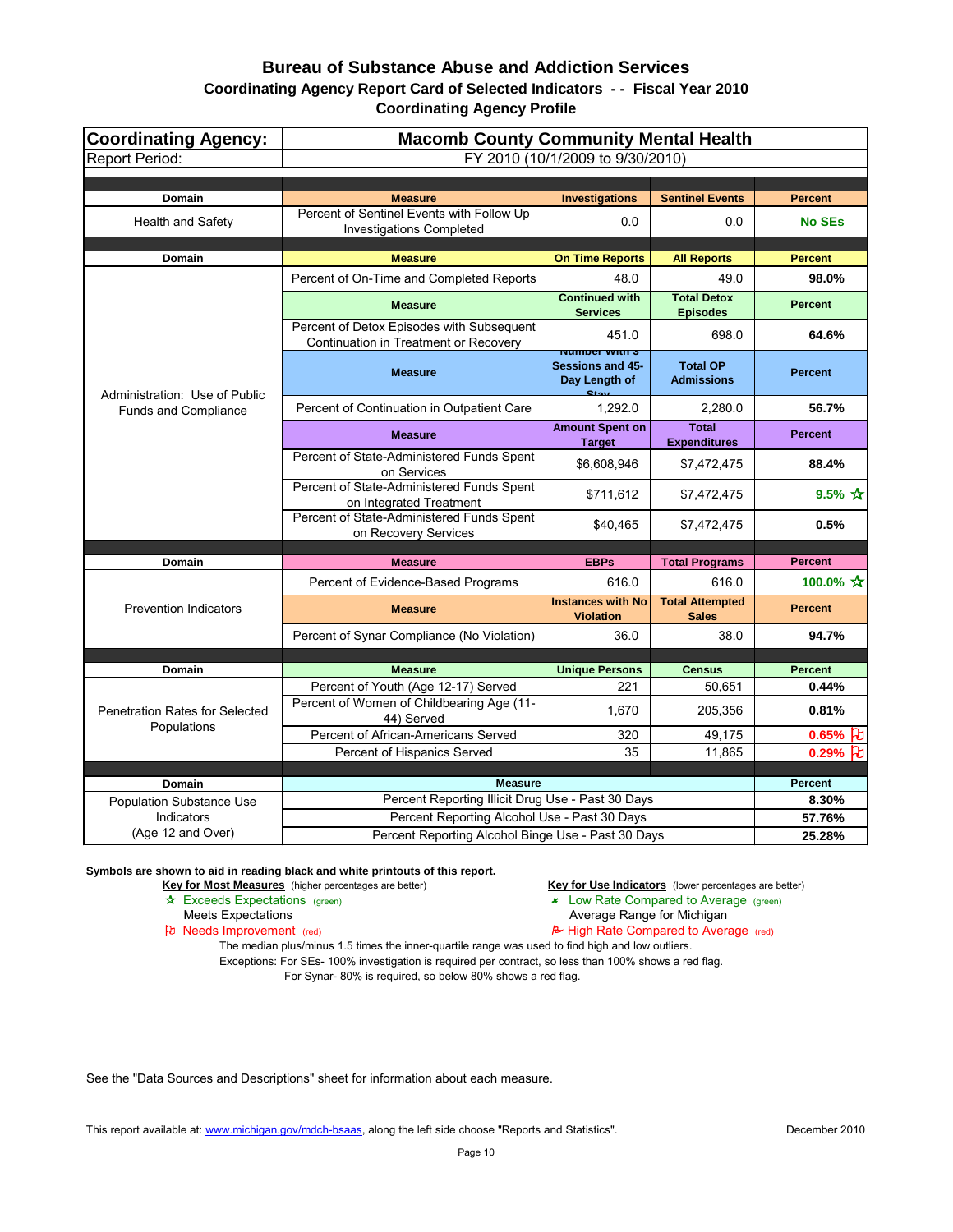# Bureau of Substance Abuse and Addiction Services

## Coordinating Agency Report Card of Selected Indicators - - Fiscal Year 2010

### Coordinating Agency Profile

| Coordinating Agency: | Macomb County Community Mental Health | | | |
|---|---|---|---|---|
| Report Period: | FY 2010 (10/1/2009 to 9/30/2010) | | | |
| **Domain** | **Measure** | **Investigations** | **Sentinel Events** | **Percent** |
| Health and Safety | Percent of Sentinel Events with Follow Up Investigations Completed | 0.0 | 0.0 | **No SEs** |
| **Domain** | **Measure** | **On Time Reports** | **All Reports** | **Percent** |
| Administration: Use of Public Funds and Compliance | Percent of On-Time and Completed Reports | 48.0 | 49.0 | **98.0%** |
| | **Measure** | **Continued with Services** | **Total Detox Episodes** | **Percent** |
| | Percent of Detox Episodes with Subsequent Continuation in Treatment or Recovery | 451.0 | 698.0 | **64.6%** |
| | **Measure** | **Number with 3 Sessions and 45-Day Length of Stay** | **Total OP Admissions** | **Percent** |
| | Percent of Continuation in Outpatient Care | 1,292.0 | 2,280.0 | **56.7%** |
| | **Measure** | **Amount Spent on Target** | **Total Expenditures** | **Percent** |
| | Percent of State-Administered Funds Spent on Services | $6,608,946 | $7,472,475 | **88.4%** |
| | Percent of State-Administered Funds Spent on Integrated Treatment | $711,612 | $7,472,475 | **9.5%** ☆ |
| | Percent of State-Administered Funds Spent on Recovery Services | $40,465 | $7,472,475 | **0.5%** |
| **Domain** | **Measure** | **EBPs** | **Total Programs** | **Percent** |
| Prevention Indicators | Percent of Evidence-Based Programs | 616.0 | 616.0 | **100.0%** ☆ |
| | **Measure** | **Instances with No Violation** | **Total Attempted Sales** | **Percent** |
| | Percent of Synar Compliance (No Violation) | 36.0 | 38.0 | **94.7%** |
| **Domain** | **Measure** | **Unique Persons** | **Census** | **Percent** |
| Penetration Rates for Selected Populations | Percent of Youth (Age 12-17) Served | 221 | 50,651 | **0.44%** |
| | Percent of Women of Childbearing Age (11-44) Served | 1,670 | 205,356 | **0.81%** |
| | Percent of African-Americans Served | 320 | 49,175 | **0.65%** ⚐ |
| | Percent of Hispanics Served | 35 | 11,865 | **0.29%** ⚐ |
| **Domain** | **Measure** | | | **Percent** |
| Population Substance Use Indicators (Age 12 and Over) | Percent Reporting Illicit Drug Use - Past 30 Days | | | **8.30%** |
| | Percent Reporting Alcohol Use - Past 30 Days | | | **57.76%** |
| | Percent Reporting Alcohol Binge Use - Past 30 Days | | | **25.28%** |

**Symbols are shown to aid in reading black and white printouts of this report.**

**Key for Most Measures** (higher percentages are better)
- ☆ Exceeds Expectations (green)
- Meets Expectations
- ⚐ Needs Improvement (red)

**Key for Use Indicators** (lower percentages are better)
- Low Rate Compared to Average (green)
- Average Range for Michigan
- High Rate Compared to Average (red)

The median plus/minus 1.5 times the inner-quartile range was used to find high and low outliers.
Exceptions: For SEs- 100% investigation is required per contract, so less than 100% shows a red flag.
For Synar- 80% is required, so below 80% shows a red flag.

See the "Data Sources and Descriptions" sheet for information about each measure.

This report available at: www.michigan.gov/mdch-bsaas, along the left side choose "Reports and Statistics".

December 2010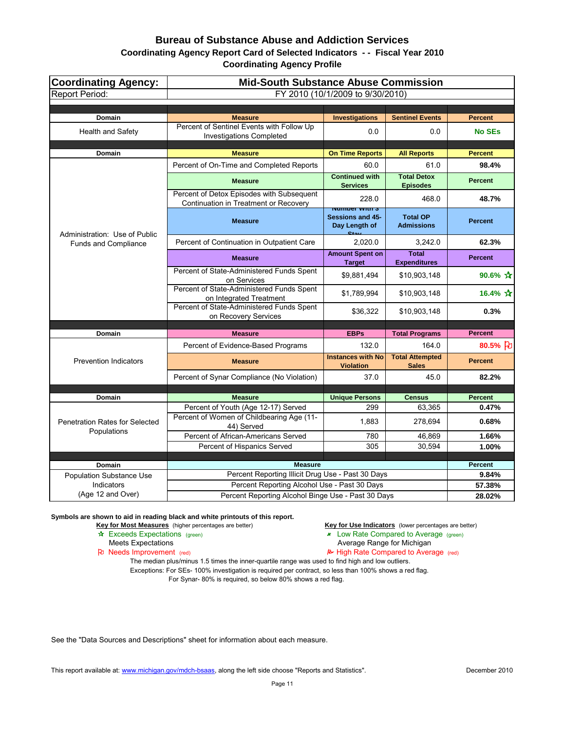# Bureau of Substance Abuse and Addiction Services

## Coordinating Agency Report Card of Selected Indicators - - Fiscal Year 2010

### Coordinating Agency Profile

| Coordinating Agency: | Mid-South Substance Abuse Commission | | | |
|---|---|---|---|---|
| Report Period: | FY 2010 (10/1/2009 to 9/30/2010) | | | |
| **Domain** | **Measure** | **Investigations** | **Sentinel Events** | **Percent** |
| Health and Safety | Percent of Sentinel Events with Follow Up Investigations Completed | 0.0 | 0.0 | **No SEs** |
| **Domain** | **Measure** | **On Time Reports** | **All Reports** | **Percent** |
| Administration: Use of Public Funds and Compliance | Percent of On-Time and Completed Reports | 60.0 | 61.0 | **98.4%** |
| | **Measure** | **Continued with Services** | **Total Detox Episodes** | **Percent** |
| | Percent of Detox Episodes with Subsequent Continuation in Treatment or Recovery | 228.0 | 468.0 | **48.7%** |
| | **Measure** | **Number with 3 Sessions and 45-Day Length of Stay** | **Total OP Admissions** | **Percent** |
| | Percent of Continuation in Outpatient Care | 2,020.0 | 3,242.0 | **62.3%** |
| | **Measure** | **Amount Spent on Target** | **Total Expenditures** | **Percent** |
| | Percent of State-Administered Funds Spent on Services | $9,881,494 | $10,903,148 | **90.6%** ☆ |
| | Percent of State-Administered Funds Spent on Integrated Treatment | $1,789,994 | $10,903,148 | **16.4%** ☆ |
| | Percent of State-Administered Funds Spent on Recovery Services | $36,322 | $10,903,148 | **0.3%** |
| **Domain** | **Measure** | **EBPs** | **Total Programs** | **Percent** |
| Prevention Indicators | Percent of Evidence-Based Programs | 132.0 | 164.0 | **80.5%** ⚐ |
| | **Measure** | **Instances with No Violation** | **Total Attempted Sales** | **Percent** |
| | Percent of Synar Compliance (No Violation) | 37.0 | 45.0 | **82.2%** |
| **Domain** | **Measure** | **Unique Persons** | **Census** | **Percent** |
| Penetration Rates for Selected Populations | Percent of Youth (Age 12-17) Served | 299 | 63,365 | **0.47%** |
| | Percent of Women of Childbearing Age (11-44) Served | 1,883 | 278,694 | **0.68%** |
| | Percent of African-Americans Served | 780 | 46,869 | **1.66%** |
| | Percent of Hispanics Served | 305 | 30,594 | **1.00%** |
| **Domain** | **Measure** | | | **Percent** |
| Population Substance Use Indicators (Age 12 and Over) | Percent Reporting Illicit Drug Use - Past 30 Days | | | **9.84%** |
| | Percent Reporting Alcohol Use - Past 30 Days | | | **57.38%** |
| | Percent Reporting Alcohol Binge Use - Past 30 Days | | | **28.02%** |

**Symbols are shown to aid in reading black and white printouts of this report.**

**Key for Most Measures** (higher percentages are better)
- ☆ Exceeds Expectations (green)
- Meets Expectations
- ⚐ Needs Improvement (red)

**Key for Use Indicators** (lower percentages are better)
- Low Rate Compared to Average (green)
- Average Range for Michigan
- High Rate Compared to Average (red)

The median plus/minus 1.5 times the inner-quartile range was used to find high and low outliers.

Exceptions: For SEs- 100% investigation is required per contract, so less than 100% shows a red flag.

For Synar- 80% is required, so below 80% shows a red flag.

See the "Data Sources and Descriptions" sheet for information about each measure.

This report available at: www.michigan.gov/mdch-bsaas, along the left side choose "Reports and Statistics".

December 2010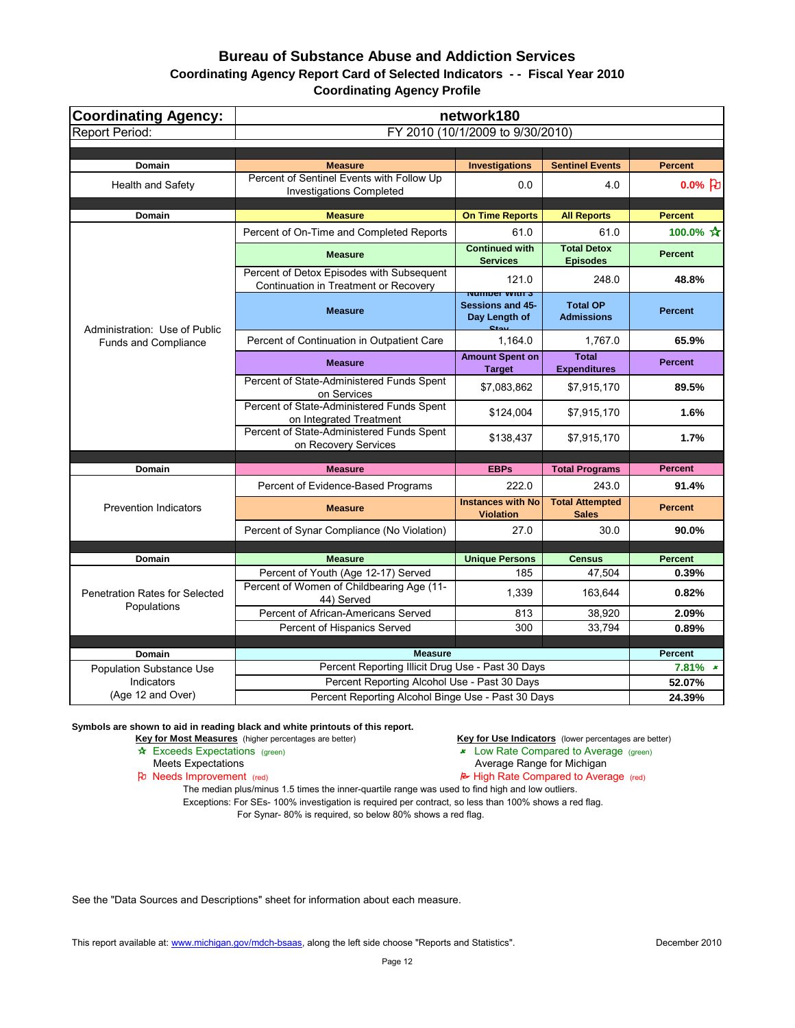# Bureau of Substance Abuse and Addiction Services

## Coordinating Agency Report Card of Selected Indicators - - Fiscal Year 2010

## Coordinating Agency Profile

| **Coordinating Agency:** | **network180** | | | |
|---|---|---|---|---|
| Report Period: | FY 2010 (10/1/2009 to 9/30/2010) | | | |
| **Domain** | **Measure** | **Investigations** | **Sentinel Events** | **Percent** |
| Health and Safety | Percent of Sentinel Events with Follow Up Investigations Completed | 0.0 | 4.0 | **0.0%** (Needs Improvement) |
| **Domain** | **Measure** | **On Time Reports** | **All Reports** | **Percent** |
| Administration: Use of Public Funds and Compliance | Percent of On-Time and Completed Reports | 61.0 | 61.0 | **100.0%** (Exceeds Expectations) |
| | **Measure** | **Continued with Services** | **Total Detox Episodes** | **Percent** |
| | Percent of Detox Episodes with Subsequent Continuation in Treatment or Recovery | 121.0 | 248.0 | **48.8%** |
| | **Measure** | **Number with 3 Sessions and 45-Day Length of Stay** | **Total OP Admissions** | **Percent** |
| | Percent of Continuation in Outpatient Care | 1,164.0 | 1,767.0 | **65.9%** |
| | **Measure** | **Amount Spent on Target** | **Total Expenditures** | **Percent** |
| | Percent of State-Administered Funds Spent on Services | $7,083,862 | $7,915,170 | **89.5%** |
| | Percent of State-Administered Funds Spent on Integrated Treatment | $124,004 | $7,915,170 | **1.6%** |
| | Percent of State-Administered Funds Spent on Recovery Services | $138,437 | $7,915,170 | **1.7%** |
| **Domain** | **Measure** | **EBPs** | **Total Programs** | **Percent** |
| Prevention Indicators | Percent of Evidence-Based Programs | 222.0 | 243.0 | **91.4%** |
| | **Measure** | **Instances with No Violation** | **Total Attempted Sales** | **Percent** |
| | Percent of Synar Compliance (No Violation) | 27.0 | 30.0 | **90.0%** |
| **Domain** | **Measure** | **Unique Persons** | **Census** | **Percent** |
| Penetration Rates for Selected Populations | Percent of Youth (Age 12-17) Served | 185 | 47,504 | **0.39%** |
| | Percent of Women of Childbearing Age (11-44) Served | 1,339 | 163,644 | **0.82%** |
| | Percent of African-Americans Served | 813 | 38,920 | **2.09%** |
| | Percent of Hispanics Served | 300 | 33,794 | **0.89%** |
| **Domain** | **Measure** | | | **Percent** |
| Population Substance Use Indicators (Age 12 and Over) | Percent Reporting Illicit Drug Use - Past 30 Days | | | **7.81%** (Low Rate Compared to Average) |
| | Percent Reporting Alcohol Use - Past 30 Days | | | **52.07%** |
| | Percent Reporting Alcohol Binge Use - Past 30 Days | | | **24.39%** |

**Symbols are shown to aid in reading black and white printouts of this report.**

**Key for Most Measures** (higher percentages are better)
- ☆ Exceeds Expectations (green)
- Meets Expectations
- ⚐ Needs Improvement (red)

**Key for Use Indicators** (lower percentages are better)
- Low Rate Compared to Average (green)
- Average Range for Michigan
- High Rate Compared to Average (red)

The median plus/minus 1.5 times the inner-quartile range was used to find high and low outliers.
Exceptions: For SEs- 100% investigation is required per contract, so less than 100% shows a red flag.
For Synar- 80% is required, so below 80% shows a red flag.

See the "Data Sources and Descriptions" sheet for information about each measure.

This report available at: www.michigan.gov/mdch-bsaas, along the left side choose "Reports and Statistics".

December 2010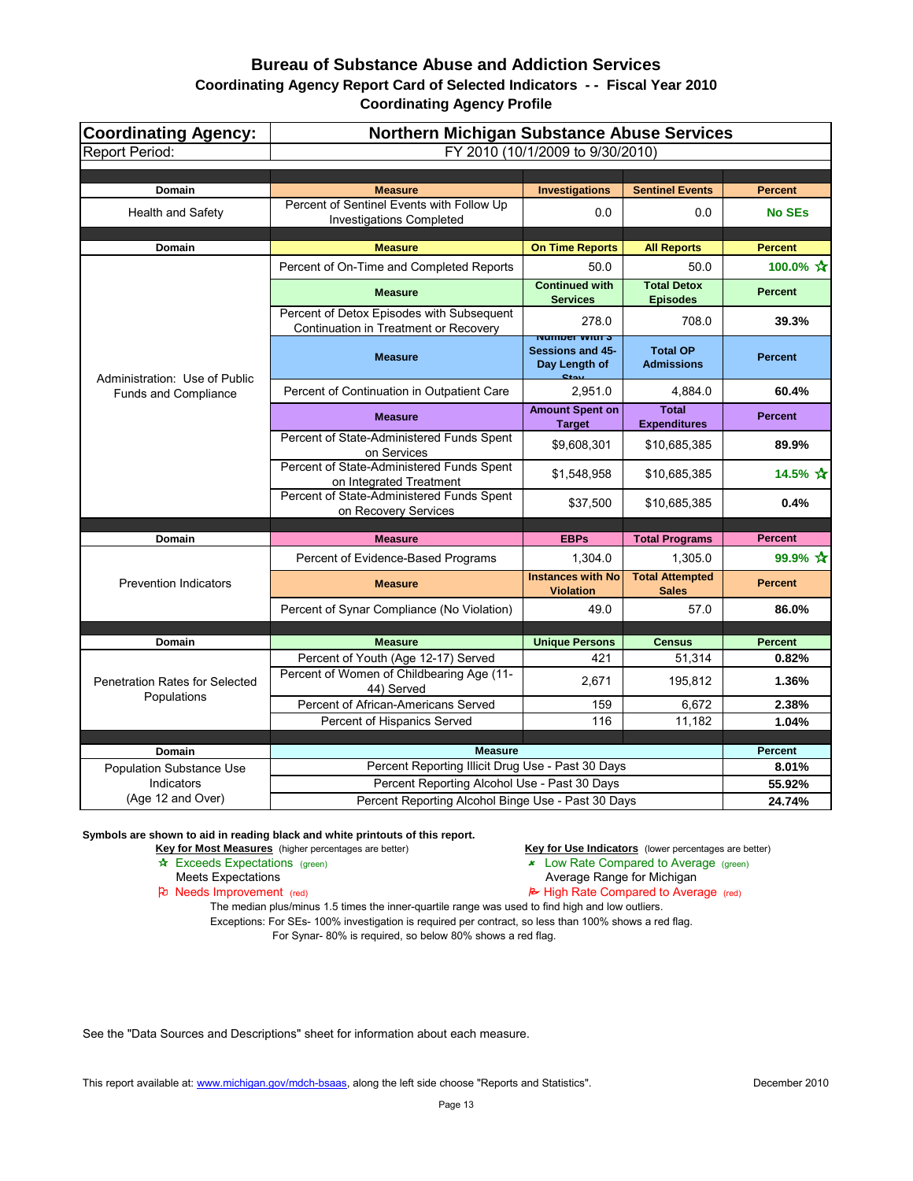# Bureau of Substance Abuse and Addiction Services

## Coordinating Agency Report Card of Selected Indicators - - Fiscal Year 2010

## Coordinating Agency Profile

| Coordinating Agency: | Northern Michigan Substance Abuse Services | | | |
|---|---|---|---|---|
| Report Period: | FY 2010 (10/1/2009 to 9/30/2010) | | | |
| **Domain** | **Measure** | **Investigations** | **Sentinel Events** | **Percent** |
| Health and Safety | Percent of Sentinel Events with Follow Up Investigations Completed | 0.0 | 0.0 | No SEs |
| **Domain** | **Measure** | **On Time Reports** | **All Reports** | **Percent** |
| Administration: Use of Public Funds and Compliance | Percent of On-Time and Completed Reports | 50.0 | 50.0 | 100.0% ☆ |
| | **Measure** | **Continued with Services** | **Total Detox Episodes** | **Percent** |
| | Percent of Detox Episodes with Subsequent Continuation in Treatment or Recovery | 278.0 | 708.0 | 39.3% |
| | **Measure** | **Number with 3 Sessions and 45-Day Length of Stay** | **Total OP Admissions** | **Percent** |
| | Percent of Continuation in Outpatient Care | 2,951.0 | 4,884.0 | 60.4% |
| | **Measure** | **Amount Spent on Target** | **Total Expenditures** | **Percent** |
| | Percent of State-Administered Funds Spent on Services | $9,608,301 | $10,685,385 | 89.9% |
| | Percent of State-Administered Funds Spent on Integrated Treatment | $1,548,958 | $10,685,385 | 14.5% ☆ |
| | Percent of State-Administered Funds Spent on Recovery Services | $37,500 | $10,685,385 | 0.4% |
| **Domain** | **Measure** | **EBPs** | **Total Programs** | **Percent** |
| Prevention Indicators | Percent of Evidence-Based Programs | 1,304.0 | 1,305.0 | 99.9% ☆ |
| | **Measure** | **Instances with No Violation** | **Total Attempted Sales** | **Percent** |
| | Percent of Synar Compliance (No Violation) | 49.0 | 57.0 | 86.0% |
| **Domain** | **Measure** | **Unique Persons** | **Census** | **Percent** |
| Penetration Rates for Selected Populations | Percent of Youth (Age 12-17) Served | 421 | 51,314 | 0.82% |
| | Percent of Women of Childbearing Age (11-44) Served | 2,671 | 195,812 | 1.36% |
| | Percent of African-Americans Served | 159 | 6,672 | 2.38% |
| | Percent of Hispanics Served | 116 | 11,182 | 1.04% |
| **Domain** | **Measure** | | | **Percent** |
| Population Substance Use Indicators (Age 12 and Over) | Percent Reporting Illicit Drug Use - Past 30 Days | | | 8.01% |
| | Percent Reporting Alcohol Use - Past 30 Days | | | 55.92% |
| | Percent Reporting Alcohol Binge Use - Past 30 Days | | | 24.74% |

**Symbols are shown to aid in reading black and white printouts of this report.**

**Key for Most Measures** (higher percentages are better)
- ☆ Exceeds Expectations (green)
- Meets Expectations
- ⚐ Needs Improvement (red)

**Key for Use Indicators** (lower percentages are better)
- Low Rate Compared to Average (green)
- Average Range for Michigan
- High Rate Compared to Average (red)

The median plus/minus 1.5 times the inner-quartile range was used to find high and low outliers.

Exceptions: For SEs- 100% investigation is required per contract, so less than 100% shows a red flag.
For Synar- 80% is required, so below 80% shows a red flag.

See the "Data Sources and Descriptions" sheet for information about each measure.

This report available at: www.michigan.gov/mdch-bsaas, along the left side choose "Reports and Statistics".

December 2010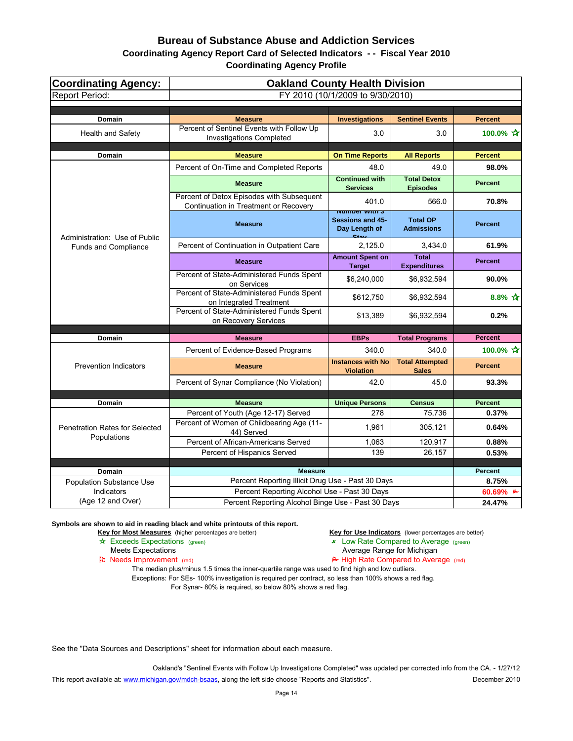# Bureau of Substance Abuse and Addiction Services

## Coordinating Agency Report Card of Selected Indicators - - Fiscal Year 2010

### Coordinating Agency Profile

| Coordinating Agency: | Oakland County Health Division | | | |
|---|---|---|---|---|
| Report Period: | FY 2010 (10/1/2009 to 9/30/2010) | | | |
| **Domain** | **Measure** | **Investigations** | **Sentinel Events** | **Percent** |
| Health and Safety | Percent of Sentinel Events with Follow Up Investigations Completed | 3.0 | 3.0 | **100.0% ☆** |
| **Domain** | **Measure** | **On Time Reports** | **All Reports** | **Percent** |
| Administration: Use of Public Funds and Compliance | Percent of On-Time and Completed Reports | 48.0 | 49.0 | **98.0%** |
| | **Measure** | **Continued with Services** | **Total Detox Episodes** | **Percent** |
| | Percent of Detox Episodes with Subsequent Continuation in Treatment or Recovery | 401.0 | 566.0 | **70.8%** |
| | **Measure** | **Number with 3 Sessions and 45-Day Length of Stay** | **Total OP Admissions** | **Percent** |
| | Percent of Continuation in Outpatient Care | 2,125.0 | 3,434.0 | **61.9%** |
| | **Measure** | **Amount Spent on Target** | **Total Expenditures** | **Percent** |
| | Percent of State-Administered Funds Spent on Services | $6,240,000 | $6,932,594 | **90.0%** |
| | Percent of State-Administered Funds Spent on Integrated Treatment | $612,750 | $6,932,594 | **8.8% ☆** |
| | Percent of State-Administered Funds Spent on Recovery Services | $13,389 | $6,932,594 | **0.2%** |
| **Domain** | **Measure** | **EBPs** | **Total Programs** | **Percent** |
| Prevention Indicators | Percent of Evidence-Based Programs | 340.0 | 340.0 | **100.0% ☆** |
| | **Measure** | **Instances with No Violation** | **Total Attempted Sales** | **Percent** |
| | Percent of Synar Compliance (No Violation) | 42.0 | 45.0 | **93.3%** |
| **Domain** | **Measure** | **Unique Persons** | **Census** | **Percent** |
| Penetration Rates for Selected Populations | Percent of Youth (Age 12-17) Served | 278 | 75,736 | **0.37%** |
| | Percent of Women of Childbearing Age (11-44) Served | 1,961 | 305,121 | **0.64%** |
| | Percent of African-Americans Served | 1,063 | 120,917 | **0.88%** |
| | Percent of Hispanics Served | 139 | 26,157 | **0.53%** |
| **Domain** | **Measure** | | | **Percent** |
| Population Substance Use Indicators (Age 12 and Over) | Percent Reporting Illicit Drug Use - Past 30 Days | | | **8.75%** |
| | Percent Reporting Alcohol Use - Past 30 Days | | | **60.69% ⚑** |
| | Percent Reporting Alcohol Binge Use - Past 30 Days | | | **24.47%** |

**Symbols are shown to aid in reading black and white printouts of this report.**

**Key for Most Measures** (higher percentages are better)
- ☆ Exceeds Expectations (green)
- Meets Expectations
- ⚐ Needs Improvement (red)

**Key for Use Indicators** (lower percentages are better)
- Low Rate Compared to Average (green)
- Average Range for Michigan
- ⚑ High Rate Compared to Average (red)

The median plus/minus 1.5 times the inner-quartile range was used to find high and low outliers.

Exceptions: For SEs- 100% investigation is required per contract, so less than 100% shows a red flag.

For Synar- 80% is required, so below 80% shows a red flag.

See the "Data Sources and Descriptions" sheet for information about each measure.

Oakland's "Sentinel Events with Follow Up Investigations Completed" was updated per corrected info from the CA. - 1/27/12

This report available at: www.michigan.gov/mdch-bsaas, along the left side choose "Reports and Statistics". December 2010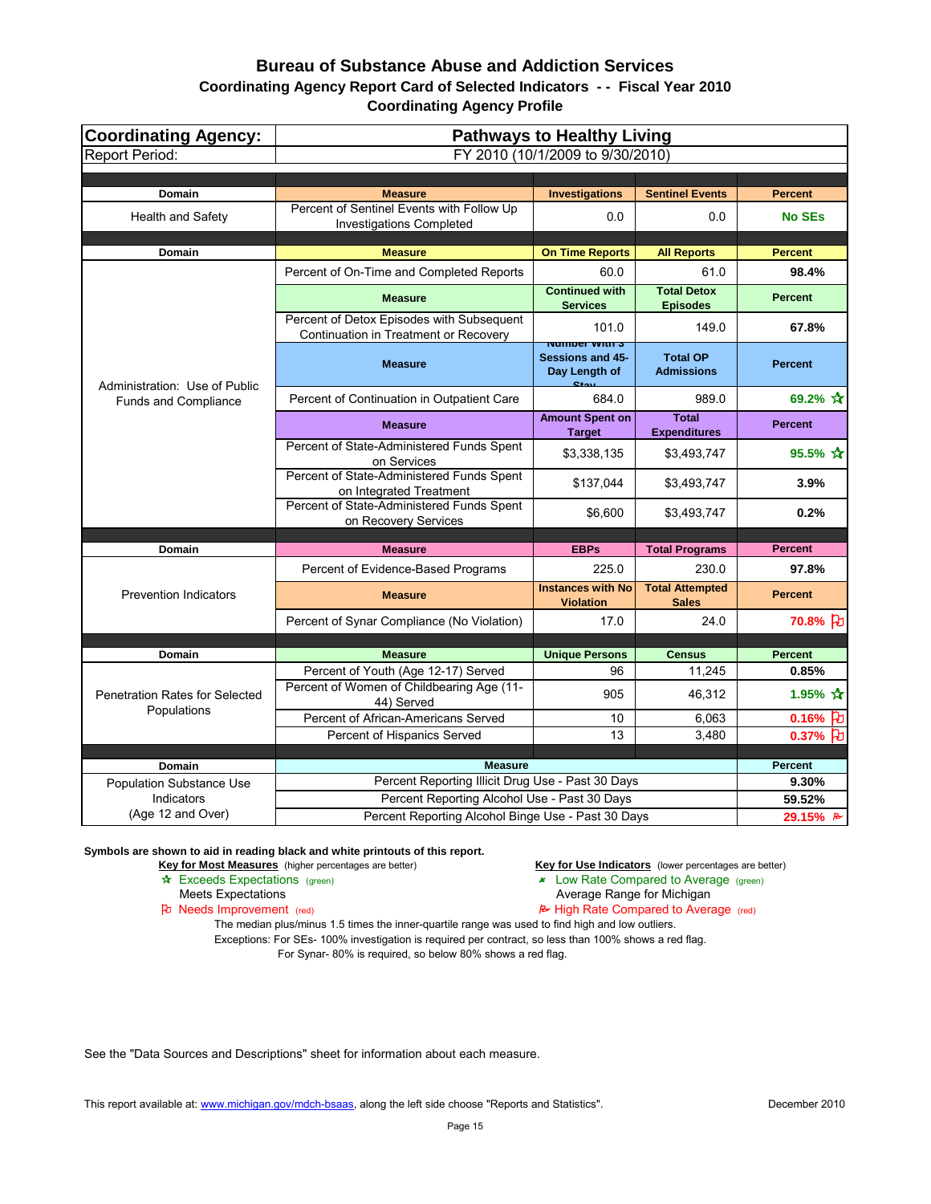# Bureau of Substance Abuse and Addiction Services
## Coordinating Agency Report Card of Selected Indicators - - Fiscal Year 2010
## Coordinating Agency Profile

| Coordinating Agency: | Pathways to Healthy Living | | | |
|---|---|---|---|---|
| Report Period: | FY 2010 (10/1/2009 to 9/30/2010) | | | |

| Domain | Measure | Investigations | Sentinel Events | Percent |
|---|---|---|---|---|
| Health and Safety | Percent of Sentinel Events with Follow Up Investigations Completed | 0.0 | 0.0 | No SEs |

| Domain | Measure | On Time Reports | All Reports | Percent |
|---|---|---|---|---|
| Administration: Use of Public Funds and Compliance | Percent of On-Time and Completed Reports | 60.0 | 61.0 | 98.4% |
| | **Measure** | **Continued with Services** | **Total Detox Episodes** | **Percent** |
| | Percent of Detox Episodes with Subsequent Continuation in Treatment or Recovery | 101.0 | 149.0 | 67.8% |
| | **Measure** | **Number with 3 Sessions and 45-Day Length of Stay** | **Total OP Admissions** | **Percent** |
| | Percent of Continuation in Outpatient Care | 684.0 | 989.0 | 69.2% ☆ |
| | **Measure** | **Amount Spent on Target** | **Total Expenditures** | **Percent** |
| | Percent of State-Administered Funds Spent on Services | $3,338,135 | $3,493,747 | 95.5% ☆ |
| | Percent of State-Administered Funds Spent on Integrated Treatment | $137,044 | $3,493,747 | 3.9% |
| | Percent of State-Administered Funds Spent on Recovery Services | $6,600 | $3,493,747 | 0.2% |

| Domain | Measure | EBPs | Total Programs | Percent |
|---|---|---|---|---|
| Prevention Indicators | Percent of Evidence-Based Programs | 225.0 | 230.0 | 97.8% |
| | **Measure** | **Instances with No Violation** | **Total Attempted Sales** | **Percent** |
| | Percent of Synar Compliance (No Violation) | 17.0 | 24.0 | 70.8% ⚐ |

| Domain | Measure | Unique Persons | Census | Percent |
|---|---|---|---|---|
| Penetration Rates for Selected Populations | Percent of Youth (Age 12-17) Served | 96 | 11,245 | 0.85% |
| | Percent of Women of Childbearing Age (11-44) Served | 905 | 46,312 | 1.95% ☆ |
| | Percent of African-Americans Served | 10 | 6,063 | 0.16% ⚐ |
| | Percent of Hispanics Served | 13 | 3,480 | 0.37% ⚐ |

| Domain | Measure | Percent |
|---|---|---|
| Population Substance Use Indicators (Age 12 and Over) | Percent Reporting Illicit Drug Use - Past 30 Days | 9.30% |
| | Percent Reporting Alcohol Use - Past 30 Days | 59.52% |
| | Percent Reporting Alcohol Binge Use - Past 30 Days | 29.15% ⚑ |

**Symbols are shown to aid in reading black and white printouts of this report.**

**Key for Most Measures** (higher percentages are better)
- ☆ Exceeds Expectations (green)
- Meets Expectations
- ⚐ Needs Improvement (red)

**Key for Use Indicators** (lower percentages are better)
- Low Rate Compared to Average (green)
- Average Range for Michigan
- ⚑ High Rate Compared to Average (red)

The median plus/minus 1.5 times the inner-quartile range was used to find high and low outliers.
Exceptions: For SEs- 100% investigation is required per contract, so less than 100% shows a red flag.
For Synar- 80% is required, so below 80% shows a red flag.

See the "Data Sources and Descriptions" sheet for information about each measure.

This report available at: www.michigan.gov/mdch-bsaas, along the left side choose "Reports and Statistics". December 2010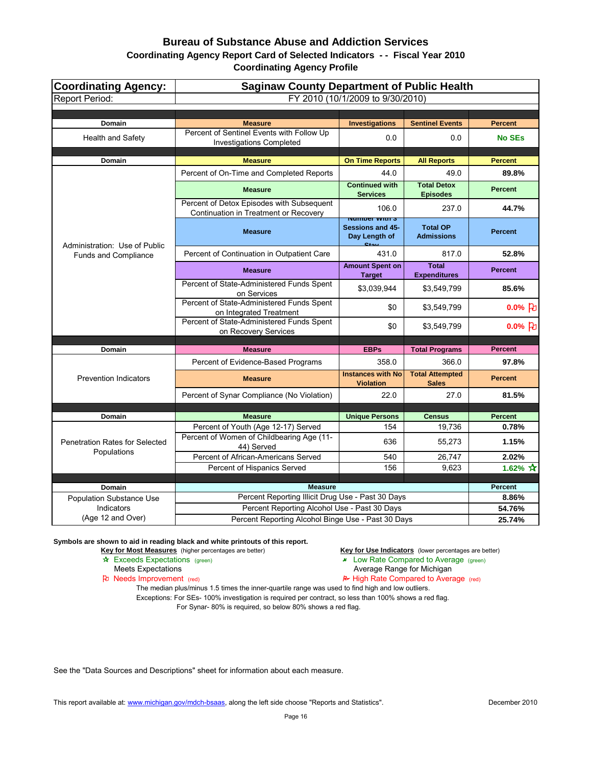# Bureau of Substance Abuse and Addiction Services

## Coordinating Agency Report Card of Selected Indicators - - Fiscal Year 2010

### Coordinating Agency Profile

| Coordinating Agency: | Saginaw County Department of Public Health | | | |
|---|---|---|---|---|
| Report Period: | FY 2010 (10/1/2009 to 9/30/2010) | | | |
| **Domain** | **Measure** | **Investigations** | **Sentinel Events** | **Percent** |
| Health and Safety | Percent of Sentinel Events with Follow Up Investigations Completed | 0.0 | 0.0 | **No SEs** |
| **Domain** | **Measure** | **On Time Reports** | **All Reports** | **Percent** |
| Administration: Use of Public Funds and Compliance | Percent of On-Time and Completed Reports | 44.0 | 49.0 | **89.8%** |
| | **Measure** | **Continued with Services** | **Total Detox Episodes** | **Percent** |
| | Percent of Detox Episodes with Subsequent Continuation in Treatment or Recovery | 106.0 | 237.0 | **44.7%** |
| | **Measure** | **Number with 3 Sessions and 45-Day Length of Stay** | **Total OP Admissions** | **Percent** |
| | Percent of Continuation in Outpatient Care | 431.0 | 817.0 | **52.8%** |
| | **Measure** | **Amount Spent on Target** | **Total Expenditures** | **Percent** |
| | Percent of State-Administered Funds Spent on Services | $3,039,944 | $3,549,799 | **85.6%** |
| | Percent of State-Administered Funds Spent on Integrated Treatment | $0 | $3,549,799 | **0.0%** (Needs Improvement) |
| | Percent of State-Administered Funds Spent on Recovery Services | $0 | $3,549,799 | **0.0%** (Needs Improvement) |
| **Domain** | **Measure** | **EBPs** | **Total Programs** | **Percent** |
| Prevention Indicators | Percent of Evidence-Based Programs | 358.0 | 366.0 | **97.8%** |
| | **Measure** | **Instances with No Violation** | **Total Attempted Sales** | **Percent** |
| | Percent of Synar Compliance (No Violation) | 22.0 | 27.0 | **81.5%** |
| **Domain** | **Measure** | **Unique Persons** | **Census** | **Percent** |
| Penetration Rates for Selected Populations | Percent of Youth (Age 12-17) Served | 154 | 19,736 | **0.78%** |
| | Percent of Women of Childbearing Age (11-44) Served | 636 | 55,273 | **1.15%** |
| | Percent of African-Americans Served | 540 | 26,747 | **2.02%** |
| | Percent of Hispanics Served | 156 | 9,623 | **1.62%** ☆ |
| **Domain** | **Measure** | | | **Percent** |
| Population Substance Use Indicators (Age 12 and Over) | Percent Reporting Illicit Drug Use - Past 30 Days | | | **8.86%** |
| | Percent Reporting Alcohol Use - Past 30 Days | | | **54.76%** |
| | Percent Reporting Alcohol Binge Use - Past 30 Days | | | **25.74%** |

**Symbols are shown to aid in reading black and white printouts of this report.**

**Key for Most Measures** (higher percentages are better)
- ☆ Exceeds Expectations (green)
- Meets Expectations
- Needs Improvement (red)

**Key for Use Indicators** (lower percentages are better)
- Low Rate Compared to Average (green)
- Average Range for Michigan
- High Rate Compared to Average (red)

The median plus/minus 1.5 times the inner-quartile range was used to find high and low outliers.

Exceptions: For SEs- 100% investigation is required per contract, so less than 100% shows a red flag.

For Synar- 80% is required, so below 80% shows a red flag.

See the "Data Sources and Descriptions" sheet for information about each measure.

This report available at: www.michigan.gov/mdch-bsaas, along the left side choose "Reports and Statistics". December 2010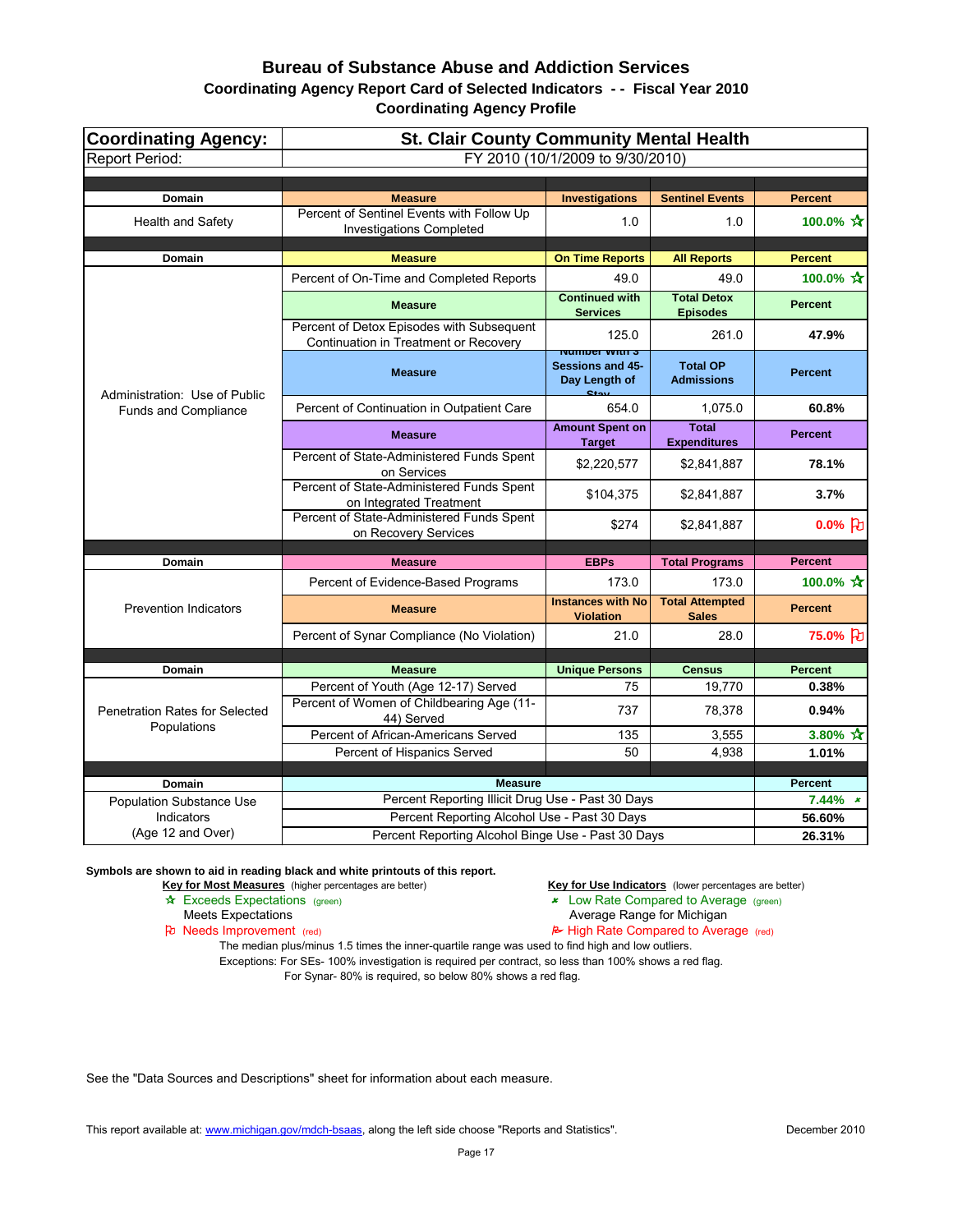# Bureau of Substance Abuse and Addiction Services

## Coordinating Agency Report Card of Selected Indicators - - Fiscal Year 2010

### Coordinating Agency Profile

| Coordinating Agency: | St. Clair County Community Mental Health | | | |
|---|---|---|---|---|
| Report Period: | FY 2010 (10/1/2009 to 9/30/2010) | | | |
| **Domain** | **Measure** | **Investigations** | **Sentinel Events** | **Percent** |
| Health and Safety | Percent of Sentinel Events with Follow Up Investigations Completed | 1.0 | 1.0 | 100.0% ☆ |
| **Domain** | **Measure** | **On Time Reports** | **All Reports** | **Percent** |
| Administration: Use of Public Funds and Compliance | Percent of On-Time and Completed Reports | 49.0 | 49.0 | 100.0% ☆ |
| | **Measure** | **Continued with Services** | **Total Detox Episodes** | **Percent** |
| | Percent of Detox Episodes with Subsequent Continuation in Treatment or Recovery | 125.0 | 261.0 | 47.9% |
| | **Measure** | **Number with 3 Sessions and 45-Day Length of Stay** | **Total OP Admissions** | **Percent** |
| | Percent of Continuation in Outpatient Care | 654.0 | 1,075.0 | 60.8% |
| | **Measure** | **Amount Spent on Target** | **Total Expenditures** | **Percent** |
| | Percent of State-Administered Funds Spent on Services | $2,220,577 | $2,841,887 | 78.1% |
| | Percent of State-Administered Funds Spent on Integrated Treatment | $104,375 | $2,841,887 | 3.7% |
| | Percent of State-Administered Funds Spent on Recovery Services | $274 | $2,841,887 | 0.0% ⚐ |
| **Domain** | **Measure** | **EBPs** | **Total Programs** | **Percent** |
| Prevention Indicators | Percent of Evidence-Based Programs | 173.0 | 173.0 | 100.0% ☆ |
| | **Measure** | **Instances with No Violation** | **Total Attempted Sales** | **Percent** |
| | Percent of Synar Compliance (No Violation) | 21.0 | 28.0 | 75.0% ⚐ |
| **Domain** | **Measure** | **Unique Persons** | **Census** | **Percent** |
| Penetration Rates for Selected Populations | Percent of Youth (Age 12-17) Served | 75 | 19,770 | 0.38% |
| | Percent of Women of Childbearing Age (11-44) Served | 737 | 78,378 | 0.94% |
| | Percent of African-Americans Served | 135 | 3,555 | 3.80% ☆ |
| | Percent of Hispanics Served | 50 | 4,938 | 1.01% |
| **Domain** | **Measure** | | | **Percent** |
| Population Substance Use Indicators (Age 12 and Over) | Percent Reporting Illicit Drug Use - Past 30 Days | | | 7.44% ↙ |
| | Percent Reporting Alcohol Use - Past 30 Days | | | 56.60% |
| | Percent Reporting Alcohol Binge Use - Past 30 Days | | | 26.31% |

**Symbols are shown to aid in reading black and white printouts of this report.**

**Key for Most Measures** (higher percentages are better)
- ☆ Exceeds Expectations (green)
- Meets Expectations
- ⚐ Needs Improvement (red)

**Key for Use Indicators** (lower percentages are better)
- ↙ Low Rate Compared to Average (green)
- Average Range for Michigan
- ↗ High Rate Compared to Average (red)

The median plus/minus 1.5 times the inner-quartile range was used to find high and low outliers.

Exceptions: For SEs- 100% investigation is required per contract, so less than 100% shows a red flag.

For Synar- 80% is required, so below 80% shows a red flag.

See the "Data Sources and Descriptions" sheet for information about each measure.

This report available at: www.michigan.gov/mdch-bsaas, along the left side choose "Reports and Statistics".

December 2010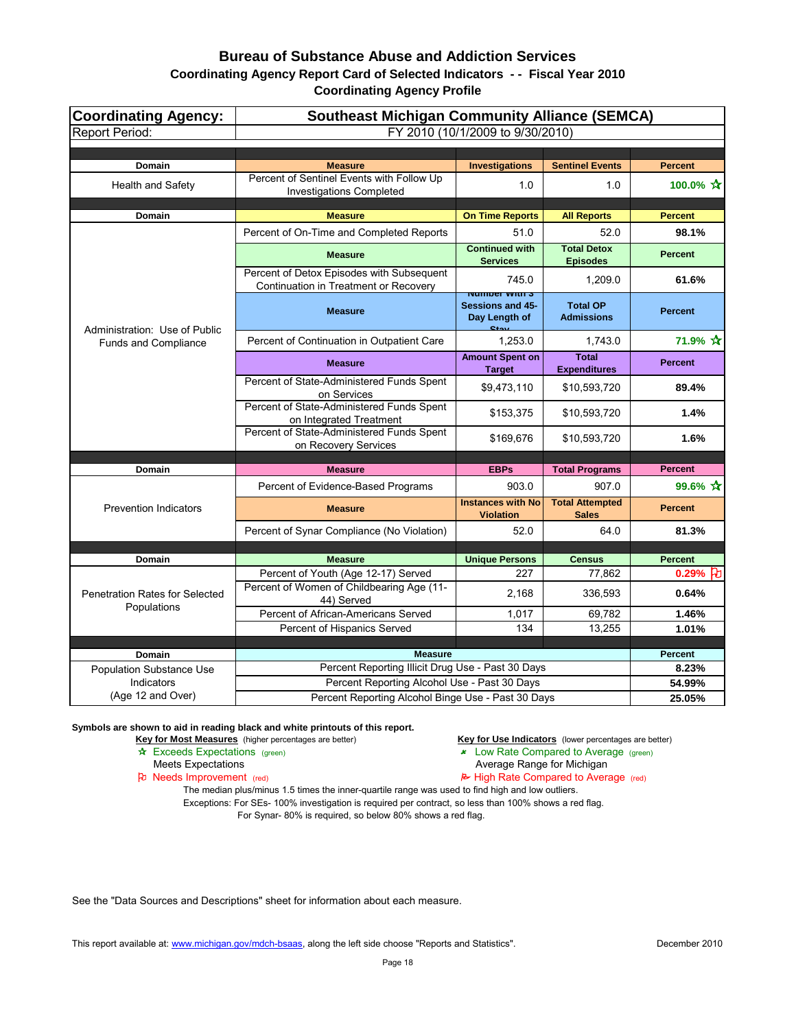# Bureau of Substance Abuse and Addiction Services

## Coordinating Agency Report Card of Selected Indicators - - Fiscal Year 2010

## Coordinating Agency Profile

| Coordinating Agency: | Southeast Michigan Community Alliance (SEMCA) | | | |
|---|---|---|---|---|
| Report Period: | FY 2010 (10/1/2009 to 9/30/2010) | | | |
| **Domain** | **Measure** | **Investigations** | **Sentinel Events** | **Percent** |
| Health and Safety | Percent of Sentinel Events with Follow Up Investigations Completed | 1.0 | 1.0 | 100.0% ☆ |
| **Domain** | **Measure** | **On Time Reports** | **All Reports** | **Percent** |
| Administration: Use of Public Funds and Compliance | Percent of On-Time and Completed Reports | 51.0 | 52.0 | 98.1% |
| | **Measure** | **Continued with Services** | **Total Detox Episodes** | **Percent** |
| | Percent of Detox Episodes with Subsequent Continuation in Treatment or Recovery | 745.0 | 1,209.0 | 61.6% |
| | **Measure** | **Number with 3 Sessions and 45-Day Length of Stay** | **Total OP Admissions** | **Percent** |
| | Percent of Continuation in Outpatient Care | 1,253.0 | 1,743.0 | 71.9% ☆ |
| | **Measure** | **Amount Spent on Target** | **Total Expenditures** | **Percent** |
| | Percent of State-Administered Funds Spent on Services | $9,473,110 | $10,593,720 | 89.4% |
| | Percent of State-Administered Funds Spent on Integrated Treatment | $153,375 | $10,593,720 | 1.4% |
| | Percent of State-Administered Funds Spent on Recovery Services | $169,676 | $10,593,720 | 1.6% |
| **Domain** | **Measure** | **EBPs** | **Total Programs** | **Percent** |
| Prevention Indicators | Percent of Evidence-Based Programs | 903.0 | 907.0 | 99.6% ☆ |
| | **Measure** | **Instances with No Violation** | **Total Attempted Sales** | **Percent** |
| | Percent of Synar Compliance (No Violation) | 52.0 | 64.0 | 81.3% |
| **Domain** | **Measure** | **Unique Persons** | **Census** | **Percent** |
| Penetration Rates for Selected Populations | Percent of Youth (Age 12-17) Served | 227 | 77,862 | 0.29% ⚐ |
| | Percent of Women of Childbearing Age (11-44) Served | 2,168 | 336,593 | 0.64% |
| | Percent of African-Americans Served | 1,017 | 69,782 | 1.46% |
| | Percent of Hispanics Served | 134 | 13,255 | 1.01% |
| **Domain** | **Measure** | | | **Percent** |
| Population Substance Use Indicators (Age 12 and Over) | Percent Reporting Illicit Drug Use - Past 30 Days | | | 8.23% |
| | Percent Reporting Alcohol Use - Past 30 Days | | | 54.99% |
| | Percent Reporting Alcohol Binge Use - Past 30 Days | | | 25.05% |

**Symbols are shown to aid in reading black and white printouts of this report.**

**Key for Most Measures** (higher percentages are better)
- ☆ Exceeds Expectations (green)
- Meets Expectations
- ⚐ Needs Improvement (red)

**Key for Use Indicators** (lower percentages are better)
- Low Rate Compared to Average (green)
- Average Range for Michigan
- High Rate Compared to Average (red)

The median plus/minus 1.5 times the inner-quartile range was used to find high and low outliers.

Exceptions: For SEs- 100% investigation is required per contract, so less than 100% shows a red flag.

For Synar- 80% is required, so below 80% shows a red flag.

See the "Data Sources and Descriptions" sheet for information about each measure.

This report available at: www.michigan.gov/mdch-bsaas, along the left side choose "Reports and Statistics". December 2010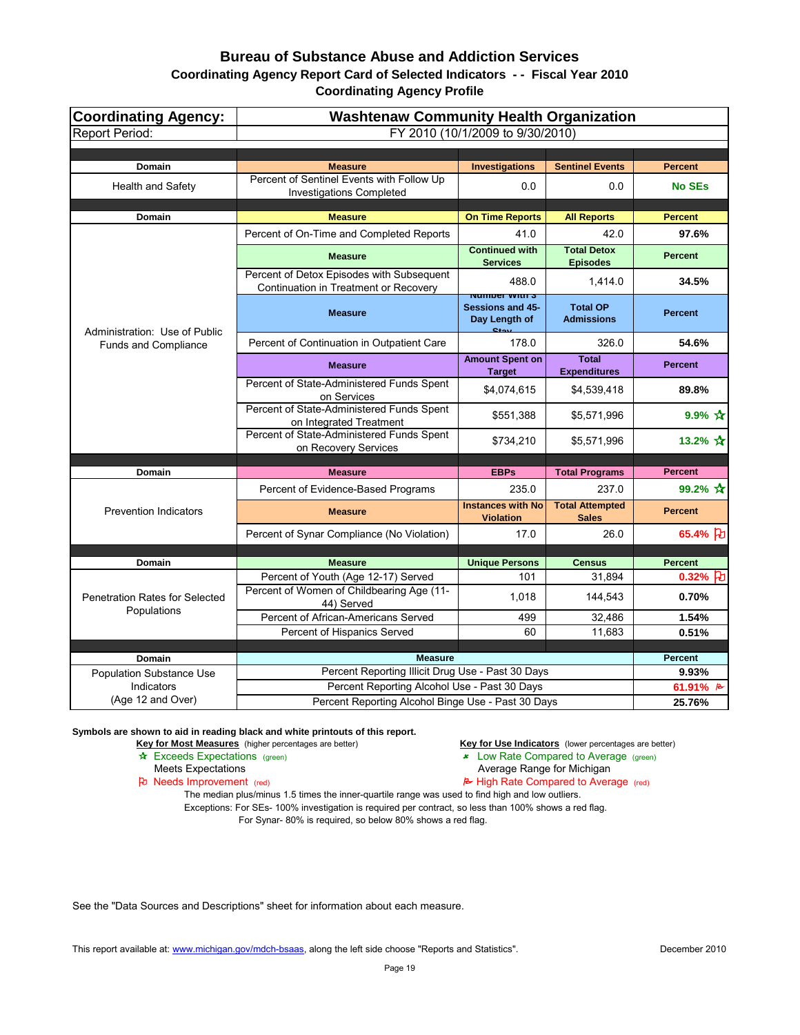# Bureau of Substance Abuse and Addiction Services

## Coordinating Agency Report Card of Selected Indicators - - Fiscal Year 2010

### Coordinating Agency Profile

| Coordinating Agency: | Washtenaw Community Health Organization | | | |
|---|---|---|---|---|
| Report Period: | FY 2010 (10/1/2009 to 9/30/2010) | | | |
| **Domain** | **Measure** | **Investigations** | **Sentinel Events** | **Percent** |
| Health and Safety | Percent of Sentinel Events with Follow Up Investigations Completed | 0.0 | 0.0 | **No SEs** |
| **Domain** | **Measure** | **On Time Reports** | **All Reports** | **Percent** |
| Administration: Use of Public Funds and Compliance | Percent of On-Time and Completed Reports | 41.0 | 42.0 | **97.6%** |
| | **Measure** | **Continued with Services** | **Total Detox Episodes** | **Percent** |
| | Percent of Detox Episodes with Subsequent Continuation in Treatment or Recovery | 488.0 | 1,414.0 | **34.5%** |
| | **Measure** | **Number with 3 Sessions and 45-Day Length of Stay** | **Total OP Admissions** | **Percent** |
| | Percent of Continuation in Outpatient Care | 178.0 | 326.0 | **54.6%** |
| | **Measure** | **Amount Spent on Target** | **Total Expenditures** | **Percent** |
| | Percent of State-Administered Funds Spent on Services | $4,074,615 | $4,539,418 | **89.8%** |
| | Percent of State-Administered Funds Spent on Integrated Treatment | $551,388 | $5,571,996 | **9.9%** ☆ |
| | Percent of State-Administered Funds Spent on Recovery Services | $734,210 | $5,571,996 | **13.2%** ☆ |
| **Domain** | **Measure** | **EBPs** | **Total Programs** | **Percent** |
| Prevention Indicators | Percent of Evidence-Based Programs | 235.0 | 237.0 | **99.2%** ☆ |
| | **Measure** | **Instances with No Violation** | **Total Attempted Sales** | **Percent** |
| | Percent of Synar Compliance (No Violation) | 17.0 | 26.0 | **65.4%** ⚐ |
| **Domain** | **Measure** | **Unique Persons** | **Census** | **Percent** |
| Penetration Rates for Selected Populations | Percent of Youth (Age 12-17) Served | 101 | 31,894 | **0.32%** ⚐ |
| | Percent of Women of Childbearing Age (11-44) Served | 1,018 | 144,543 | **0.70%** |
| | Percent of African-Americans Served | 499 | 32,486 | **1.54%** |
| | Percent of Hispanics Served | 60 | 11,683 | **0.51%** |
| **Domain** | **Measure** | | | **Percent** |
| Population Substance Use Indicators (Age 12 and Over) | Percent Reporting Illicit Drug Use - Past 30 Days | | | **9.93%** |
| | Percent Reporting Alcohol Use - Past 30 Days | | | **61.91%** ⚑ |
| | Percent Reporting Alcohol Binge Use - Past 30 Days | | | **25.76%** |

**Symbols are shown to aid in reading black and white printouts of this report.**

**Key for Most Measures** (higher percentages are better)
- ☆ Exceeds Expectations (green)
- Meets Expectations
- ⚐ Needs Improvement (red)

**Key for Use Indicators** (lower percentages are better)
- Low Rate Compared to Average (green)
- Average Range for Michigan
- ⚑ High Rate Compared to Average (red)

The median plus/minus 1.5 times the inner-quartile range was used to find high and low outliers.

Exceptions: For SEs- 100% investigation is required per contract, so less than 100% shows a red flag.
For Synar- 80% is required, so below 80% shows a red flag.

See the "Data Sources and Descriptions" sheet for information about each measure.

This report available at: www.michigan.gov/mdch-bsaas, along the left side choose "Reports and Statistics".

December 2010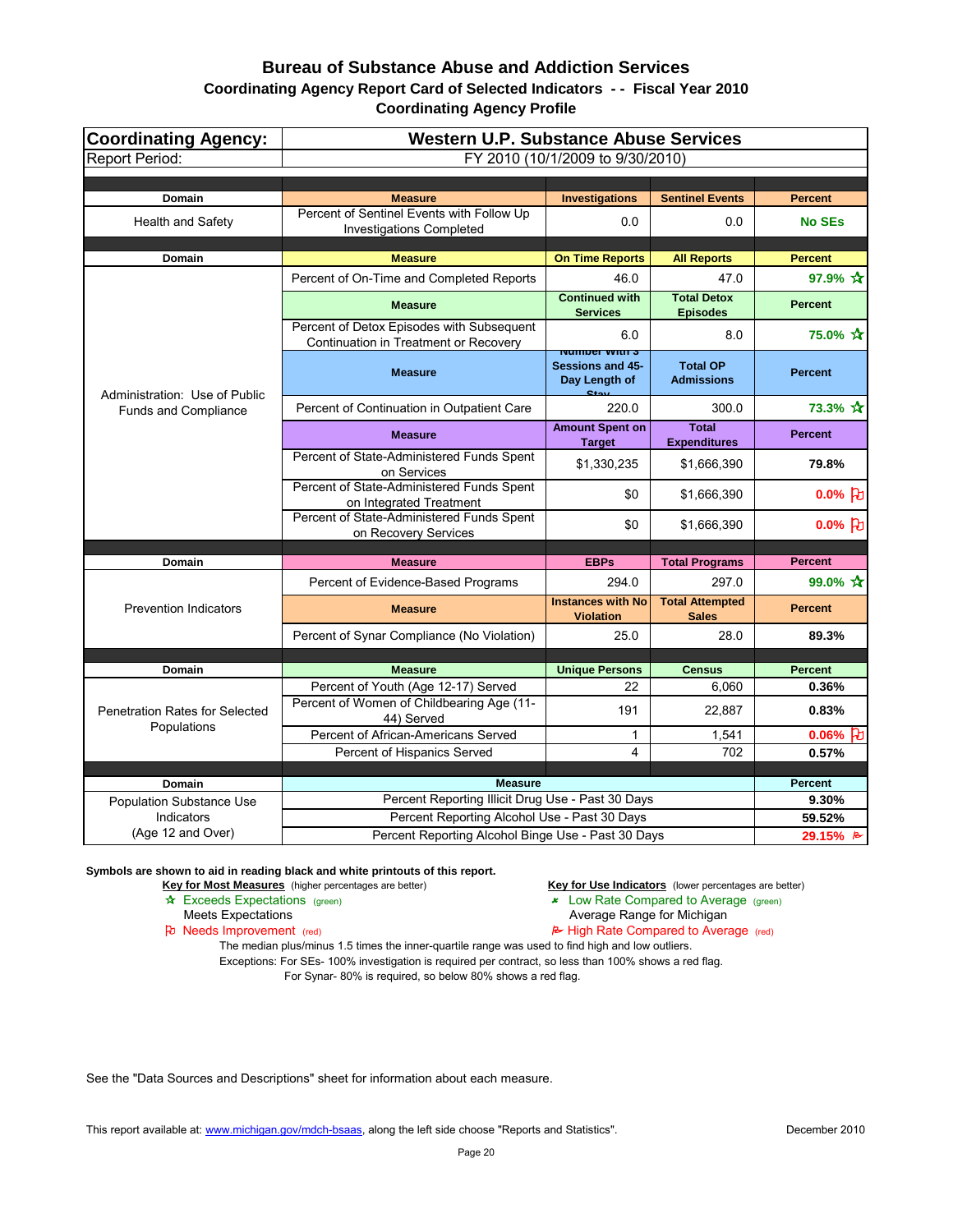# Bureau of Substance Abuse and Addiction Services

## Coordinating Agency Report Card of Selected Indicators - - Fiscal Year 2010

## Coordinating Agency Profile

| Coordinating Agency: | Western U.P. Substance Abuse Services | | | |
|---|---|---|---|---|
| Report Period: | FY 2010 (10/1/2009 to 9/30/2010) | | | |
| **Domain** | **Measure** | **Investigations** | **Sentinel Events** | **Percent** |
| Health and Safety | Percent of Sentinel Events with Follow Up Investigations Completed | 0.0 | 0.0 | **No SEs** |
| **Domain** | **Measure** | **On Time Reports** | **All Reports** | **Percent** |
| Administration: Use of Public Funds and Compliance | Percent of On-Time and Completed Reports | 46.0 | 47.0 | **97.9%** ☆ |
| | **Measure** | **Continued with Services** | **Total Detox Episodes** | **Percent** |
| | Percent of Detox Episodes with Subsequent Continuation in Treatment or Recovery | 6.0 | 8.0 | **75.0%** ☆ |
| | **Measure** | **Number with 3 Sessions and 45-Day Length of Stay** | **Total OP Admissions** | **Percent** |
| | Percent of Continuation in Outpatient Care | 220.0 | 300.0 | **73.3%** ☆ |
| | **Measure** | **Amount Spent on Target** | **Total Expenditures** | **Percent** |
| | Percent of State-Administered Funds Spent on Services | $1,330,235 | $1,666,390 | **79.8%** |
| | Percent of State-Administered Funds Spent on Integrated Treatment | $0 | $1,666,390 | **0.0%** ⚐ |
| | Percent of State-Administered Funds Spent on Recovery Services | $0 | $1,666,390 | **0.0%** ⚐ |
| **Domain** | **Measure** | **EBPs** | **Total Programs** | **Percent** |
| Prevention Indicators | Percent of Evidence-Based Programs | 294.0 | 297.0 | **99.0%** ☆ |
| | **Measure** | **Instances with No Violation** | **Total Attempted Sales** | **Percent** |
| | Percent of Synar Compliance (No Violation) | 25.0 | 28.0 | **89.3%** |
| **Domain** | **Measure** | **Unique Persons** | **Census** | **Percent** |
| Penetration Rates for Selected Populations | Percent of Youth (Age 12-17) Served | 22 | 6,060 | **0.36%** |
| | Percent of Women of Childbearing Age (11-44) Served | 191 | 22,887 | **0.83%** |
| | Percent of African-Americans Served | 1 | 1,541 | **0.06%** ⚐ |
| | Percent of Hispanics Served | 4 | 702 | **0.57%** |
| **Domain** | **Measure** | | | **Percent** |
| Population Substance Use Indicators (Age 12 and Over) | Percent Reporting Illicit Drug Use - Past 30 Days | | | **9.30%** |
| | Percent Reporting Alcohol Use - Past 30 Days | | | **59.52%** |
| | Percent Reporting Alcohol Binge Use - Past 30 Days | | | **29.15%** ⚑ |

**Symbols are shown to aid in reading black and white printouts of this report.**

**Key for Most Measures** (higher percentages are better)
- ☆ Exceeds Expectations (green)
- Meets Expectations
- ⚐ Needs Improvement (red)

**Key for Use Indicators** (lower percentages are better)
- ★ Low Rate Compared to Average (green)
- Average Range for Michigan
- ⚑ High Rate Compared to Average (red)

The median plus/minus 1.5 times the inner-quartile range was used to find high and low outliers.

Exceptions: For SEs- 100% investigation is required per contract, so less than 100% shows a red flag.

For Synar- 80% is required, so below 80% shows a red flag.

See the "Data Sources and Descriptions" sheet for information about each measure.

This report available at: www.michigan.gov/mdch-bsaas, along the left side choose "Reports and Statistics".

December 2010